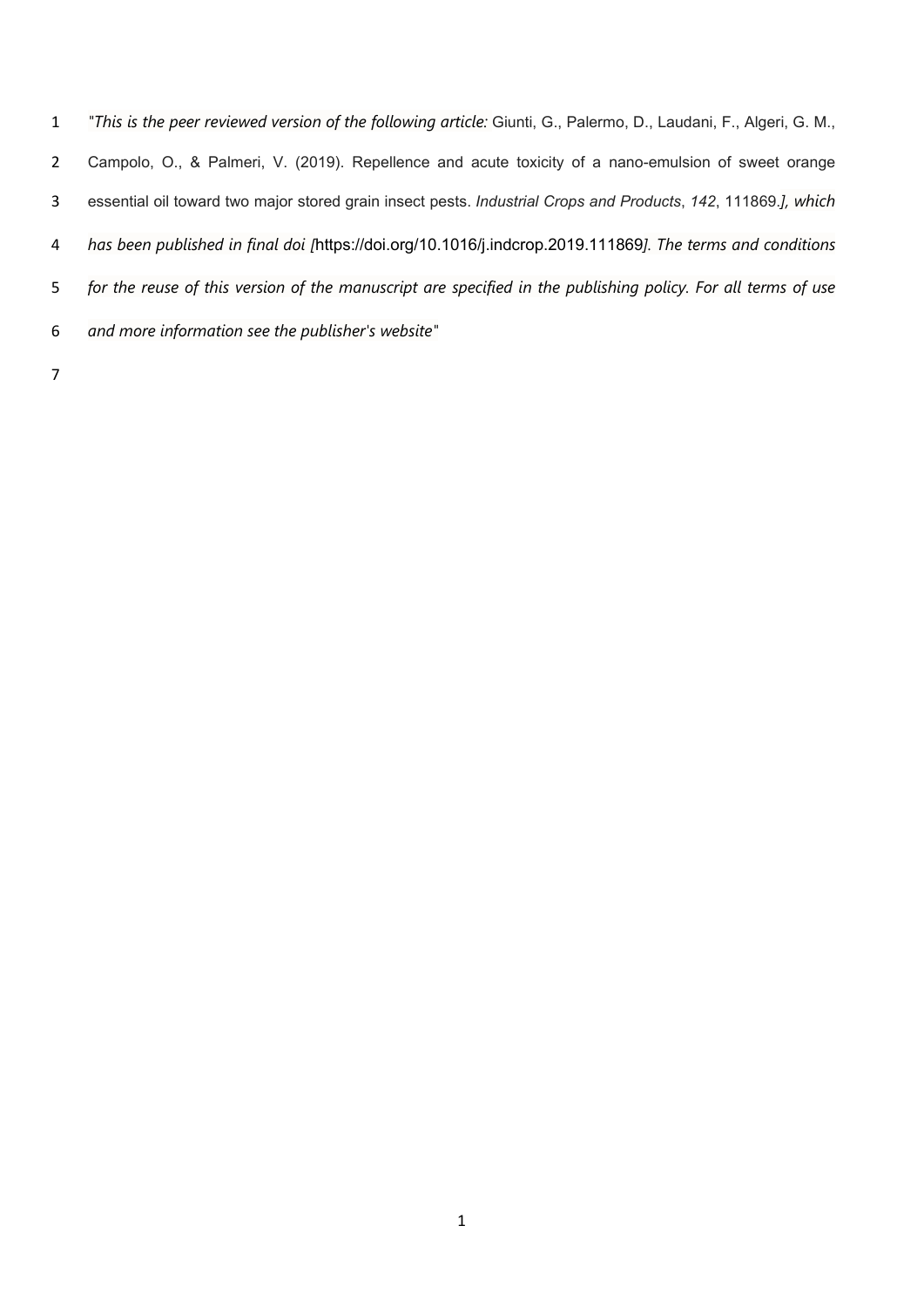"*This is the peer reviewed version of the following article:* Giunti, G., Palermo, D., Laudani, F., Algeri, G. M., Campolo, O., & Palmeri, V. (2019). Repellence and acute toxicity of a nano-emulsion of sweet orange essential oil toward two major stored grain insect pests. *Industrial Crops and Products*, *142*, 111869.*], which has been published in final doi [*https://doi.org/10.1016/j.indcrop.2019.111869*]. The terms and conditions for the reuse of this version of the manuscript are specified in the publishing policy. For all terms of use and more information see the publisher's website*"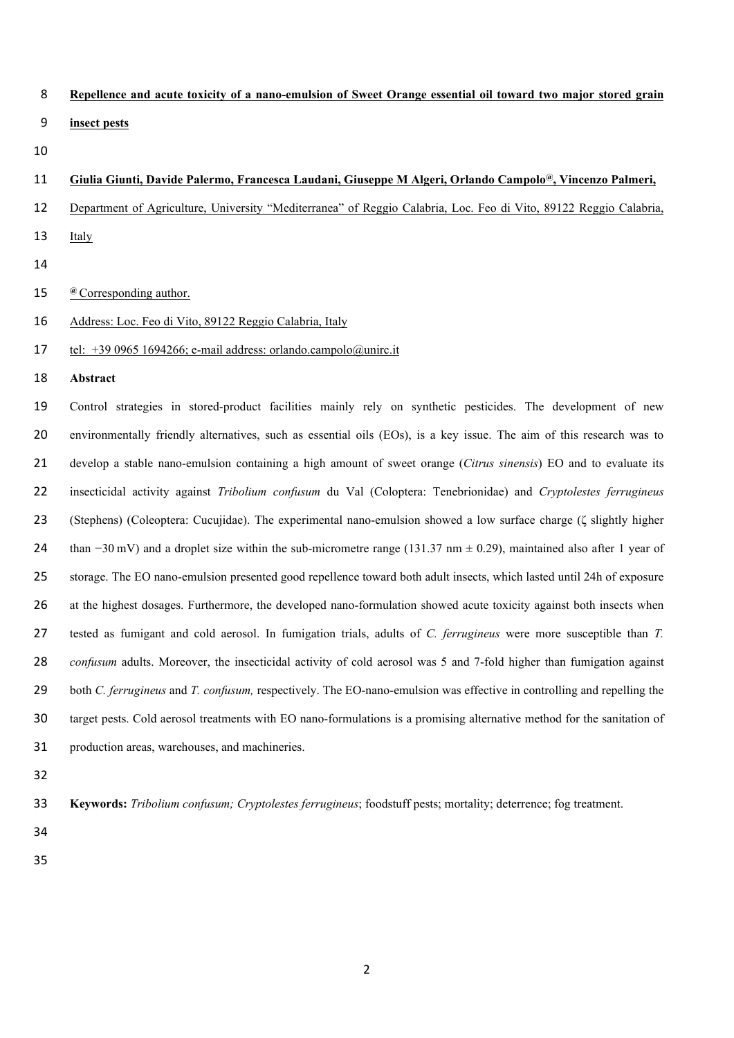# Repellence and acute toxicity of a nano-emulsion of Sweet Orange essential oil toward two major stored grain insect pests

**Giulia Giunti, Davide Palermo, Francesca Laudani, Giuseppe M Algeri, Orlando Campolo[@], Vincenzo Palmeri,**

Department of Agriculture, University "Mediterranea" of Reggio Calabria, Loc. Feo di Vito, 89122 Reggio Calabria, Italy

[@] Corresponding author.

Address: Loc. Feo di Vito, 89122 Reggio Calabria, Italy

tel: +39 0965 1694266; e-mail address: orlando.campolo@unirc.it

**Abstract**

Control strategies in stored-product facilities mainly rely on synthetic pesticides. The development of new environmentally friendly alternatives, such as essential oils (EOs), is a key issue. The aim of this research was to develop a stable nano-emulsion containing a high amount of sweet orange (*Citrus sinensis*) EO and to evaluate its insecticidal activity against *Tribolium confusum* du Val (Coloptera: Tenebrionidae) and *Cryptolestes ferrugineus* (Stephens) (Coleoptera: Cucujidae). The experimental nano-emulsion showed a low surface charge (ζ slightly higher than −30 mV) and a droplet size within the sub-micrometre range (131.37 nm ± 0.29), maintained also after 1 year of storage. The EO nano-emulsion presented good repellence toward both adult insects, which lasted until 24h of exposure at the highest dosages. Furthermore, the developed nano-formulation showed acute toxicity against both insects when tested as fumigant and cold aerosol. In fumigation trials, adults of *C. ferrugineus* were more susceptible than *T. confusum* adults. Moreover, the insecticidal activity of cold aerosol was 5 and 7-fold higher than fumigation against both *C. ferrugineus* and *T. confusum,* respectively. The EO-nano-emulsion was effective in controlling and repelling the target pests. Cold aerosol treatments with EO nano-formulations is a promising alternative method for the sanitation of production areas, warehouses, and machineries.

**Keywords:** *Tribolium confusum; Cryptolestes ferrugineus*; foodstuff pests; mortality; deterrence; fog treatment.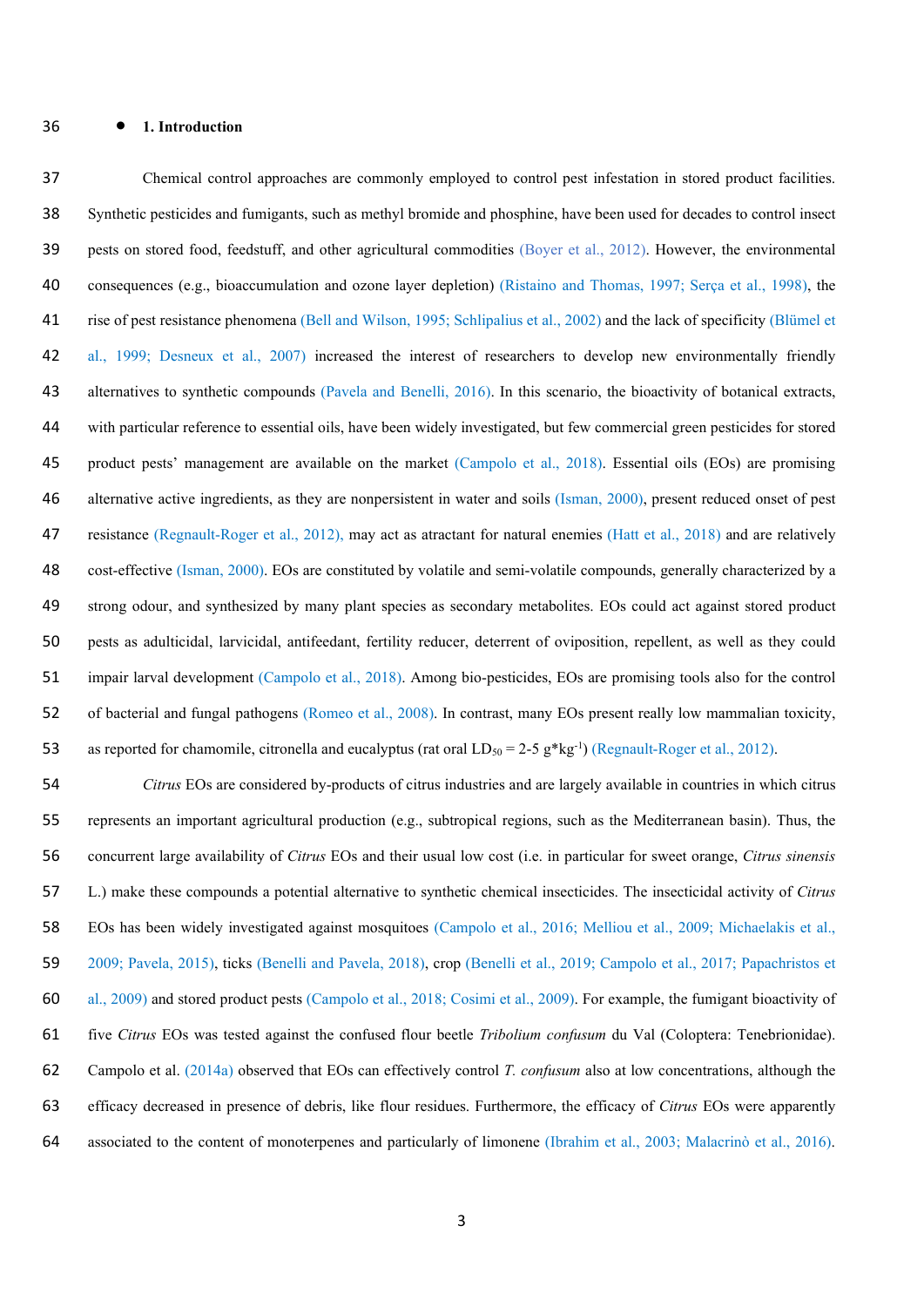## 1. Introduction

Chemical control approaches are commonly employed to control pest infestation in stored product facilities. Synthetic pesticides and fumigants, such as methyl bromide and phosphine, have been used for decades to control insect pests on stored food, feedstuff, and other agricultural commodities (Boyer et al., 2012). However, the environmental consequences (e.g., bioaccumulation and ozone layer depletion) (Ristaino and Thomas, 1997; Serça et al., 1998), the rise of pest resistance phenomena (Bell and Wilson, 1995; Schlipalius et al., 2002) and the lack of specificity (Blümel et al., 1999; Desneux et al., 2007) increased the interest of researchers to develop new environmentally friendly alternatives to synthetic compounds (Pavela and Benelli, 2016). In this scenario, the bioactivity of botanical extracts, with particular reference to essential oils, have been widely investigated, but few commercial green pesticides for stored product pests' management are available on the market (Campolo et al., 2018). Essential oils (EOs) are promising alternative active ingredients, as they are nonpersistent in water and soils (Isman, 2000), present reduced onset of pest resistance (Regnault-Roger et al., 2012), may act as atractant for natural enemies (Hatt et al., 2018) and are relatively cost-effective (Isman, 2000). EOs are constituted by volatile and semi-volatile compounds, generally characterized by a strong odour, and synthesized by many plant species as secondary metabolites. EOs could act against stored product pests as adulticidal, larvicidal, antifeedant, fertility reducer, deterrent of oviposition, repellent, as well as they could impair larval development (Campolo et al., 2018). Among bio-pesticides, EOs are promising tools also for the control of bacterial and fungal pathogens (Romeo et al., 2008). In contrast, many EOs present really low mammalian toxicity, as reported for chamomile, citronella and eucalyptus (rat oral $LD_{50}$ = 2-5 g*kg$^{-1}$) (Regnault-Roger et al., 2012).

*Citrus* EOs are considered by-products of citrus industries and are largely available in countries in which citrus represents an important agricultural production (e.g., subtropical regions, such as the Mediterranean basin). Thus, the concurrent large availability of *Citrus* EOs and their usual low cost (i.e. in particular for sweet orange, *Citrus sinensis* L.) make these compounds a potential alternative to synthetic chemical insecticides. The insecticidal activity of *Citrus* EOs has been widely investigated against mosquitoes (Campolo et al., 2016; Melliou et al., 2009; Michaelakis et al., 2009; Pavela, 2015), ticks (Benelli and Pavela, 2018), crop (Benelli et al., 2019; Campolo et al., 2017; Papachristos et al., 2009) and stored product pests (Campolo et al., 2018; Cosimi et al., 2009). For example, the fumigant bioactivity of five *Citrus* EOs was tested against the confused flour beetle *Tribolium confusum* du Val (Coloptera: Tenebrionidae). Campolo et al. (2014a) observed that EOs can effectively control *T. confusum* also at low concentrations, although the efficacy decreased in presence of debris, like flour residues. Furthermore, the efficacy of *Citrus* EOs were apparently associated to the content of monoterpenes and particularly of limonene (Ibrahim et al., 2003; Malacrinò et al., 2016).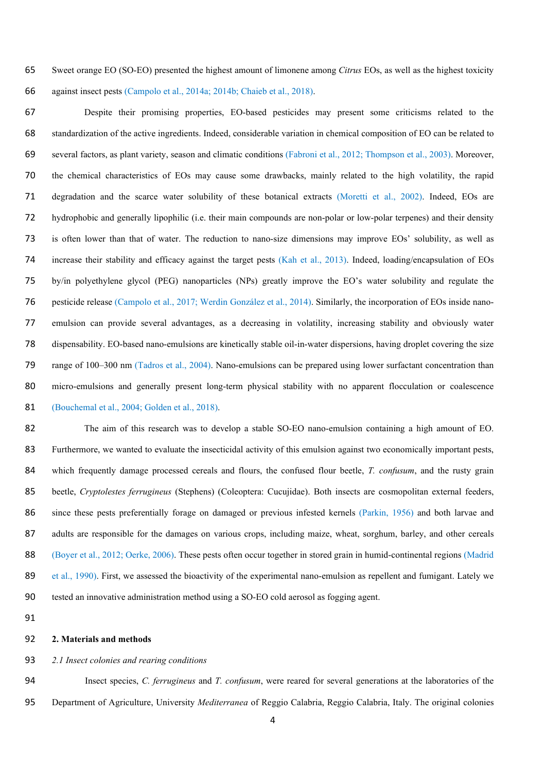Sweet orange EO (SO-EO) presented the highest amount of limonene among *Citrus* EOs, as well as the highest toxicity against insect pests (Campolo et al., 2014a; 2014b; Chaieb et al., 2018).

Despite their promising properties, EO-based pesticides may present some criticisms related to the standardization of the active ingredients. Indeed, considerable variation in chemical composition of EO can be related to several factors, as plant variety, season and climatic conditions (Fabroni et al., 2012; Thompson et al., 2003). Moreover, the chemical characteristics of EOs may cause some drawbacks, mainly related to the high volatility, the rapid degradation and the scarce water solubility of these botanical extracts (Moretti et al., 2002). Indeed, EOs are hydrophobic and generally lipophilic (i.e. their main compounds are non-polar or low-polar terpenes) and their density is often lower than that of water. The reduction to nano-size dimensions may improve EOs' solubility, as well as increase their stability and efficacy against the target pests (Kah et al., 2013). Indeed, loading/encapsulation of EOs by/in polyethylene glycol (PEG) nanoparticles (NPs) greatly improve the EO's water solubility and regulate the pesticide release (Campolo et al., 2017; Werdin González et al., 2014). Similarly, the incorporation of EOs inside nano-emulsion can provide several advantages, as a decreasing in volatility, increasing stability and obviously water dispensability. EO-based nano-emulsions are kinetically stable oil-in-water dispersions, having droplet covering the size range of 100–300 nm (Tadros et al., 2004). Nano-emulsions can be prepared using lower surfactant concentration than micro-emulsions and generally present long-term physical stability with no apparent flocculation or coalescence (Bouchemal et al., 2004; Golden et al., 2018).

The aim of this research was to develop a stable SO-EO nano-emulsion containing a high amount of EO. Furthermore, we wanted to evaluate the insecticidal activity of this emulsion against two economically important pests, which frequently damage processed cereals and flours, the confused flour beetle, *T. confusum*, and the rusty grain beetle, *Cryptolestes ferrugineus* (Stephens) (Coleoptera: Cucujidae). Both insects are cosmopolitan external feeders, since these pests preferentially forage on damaged or previous infested kernels (Parkin, 1956) and both larvae and adults are responsible for the damages on various crops, including maize, wheat, sorghum, barley, and other cereals (Boyer et al., 2012; Oerke, 2006). These pests often occur together in stored grain in humid-continental regions (Madrid et al., 1990). First, we assessed the bioactivity of the experimental nano-emulsion as repellent and fumigant. Lately we tested an innovative administration method using a SO-EO cold aerosol as fogging agent.

## 2. Materials and methods

### *2.1 Insect colonies and rearing conditions*

Insect species, *C. ferrugineus* and *T. confusum*, were reared for several generations at the laboratories of the Department of Agriculture, University *Mediterranea* of Reggio Calabria, Reggio Calabria, Italy. The original colonies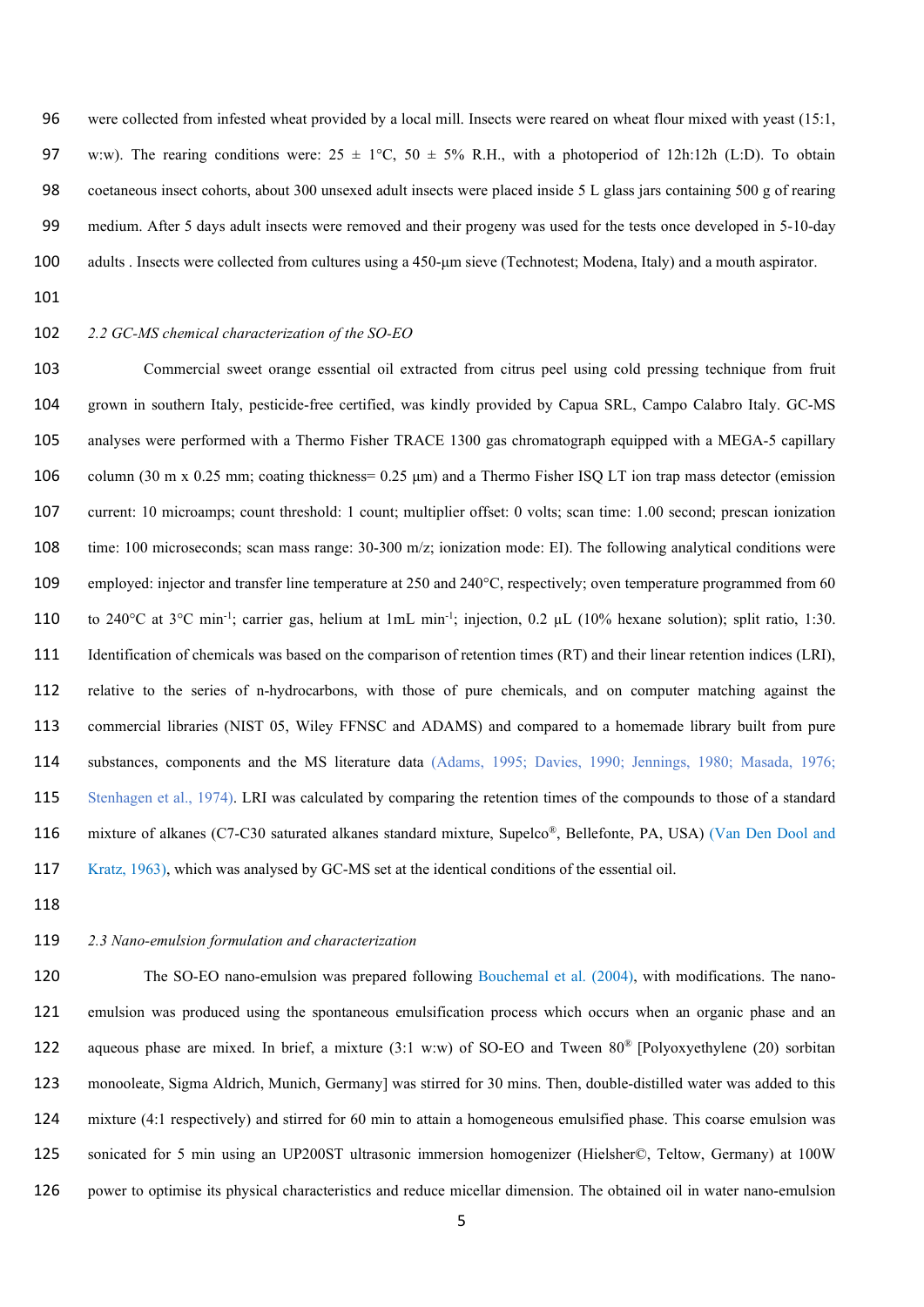were collected from infested wheat provided by a local mill. Insects were reared on wheat flour mixed with yeast (15:1, w:w). The rearing conditions were: 25 ± 1°C, 50 ± 5% R.H., with a photoperiod of 12h:12h (L:D). To obtain coetaneous insect cohorts, about 300 unsexed adult insects were placed inside 5 L glass jars containing 500 g of rearing medium. After 5 days adult insects were removed and their progeny was used for the tests once developed in 5-10-day adults . Insects were collected from cultures using a 450-µm sieve (Technotest; Modena, Italy) and a mouth aspirator.

### *2.2 GC-MS chemical characterization of the SO-EO*

Commercial sweet orange essential oil extracted from citrus peel using cold pressing technique from fruit grown in southern Italy, pesticide-free certified, was kindly provided by Capua SRL, Campo Calabro Italy. GC-MS analyses were performed with a Thermo Fisher TRACE 1300 gas chromatograph equipped with a MEGA-5 capillary column (30 m x 0.25 mm; coating thickness= 0.25 µm) and a Thermo Fisher ISQ LT ion trap mass detector (emission current: 10 microamps; count threshold: 1 count; multiplier offset: 0 volts; scan time: 1.00 second; prescan ionization time: 100 microseconds; scan mass range: 30-300 m/z; ionization mode: EI). The following analytical conditions were employed: injector and transfer line temperature at 250 and 240°C, respectively; oven temperature programmed from 60 to 240°C at 3°C min$^{-1}$; carrier gas, helium at 1mL min$^{-1}$; injection, 0.2 µL (10% hexane solution); split ratio, 1:30. Identification of chemicals was based on the comparison of retention times (RT) and their linear retention indices (LRI), relative to the series of n-hydrocarbons, with those of pure chemicals, and on computer matching against the commercial libraries (NIST 05, Wiley FFNSC and ADAMS) and compared to a homemade library built from pure substances, components and the MS literature data (Adams, 1995; Davies, 1990; Jennings, 1980; Masada, 1976; Stenhagen et al., 1974). LRI was calculated by comparing the retention times of the compounds to those of a standard mixture of alkanes (C7-C30 saturated alkanes standard mixture, Supelco®, Bellefonte, PA, USA) (Van Den Dool and Kratz, 1963), which was analysed by GC-MS set at the identical conditions of the essential oil.

### *2.3 Nano-emulsion formulation and characterization*

The SO-EO nano-emulsion was prepared following Bouchemal et al. (2004), with modifications. The nano-emulsion was produced using the spontaneous emulsification process which occurs when an organic phase and an aqueous phase are mixed. In brief, a mixture (3:1 w:w) of SO-EO and Tween 80® [Polyoxyethylene (20) sorbitan monooleate, Sigma Aldrich, Munich, Germany] was stirred for 30 mins. Then, double-distilled water was added to this mixture (4:1 respectively) and stirred for 60 min to attain a homogeneous emulsified phase. This coarse emulsion was sonicated for 5 min using an UP200ST ultrasonic immersion homogenizer (Hielsher©, Teltow, Germany) at 100W power to optimise its physical characteristics and reduce micellar dimension. The obtained oil in water nano-emulsion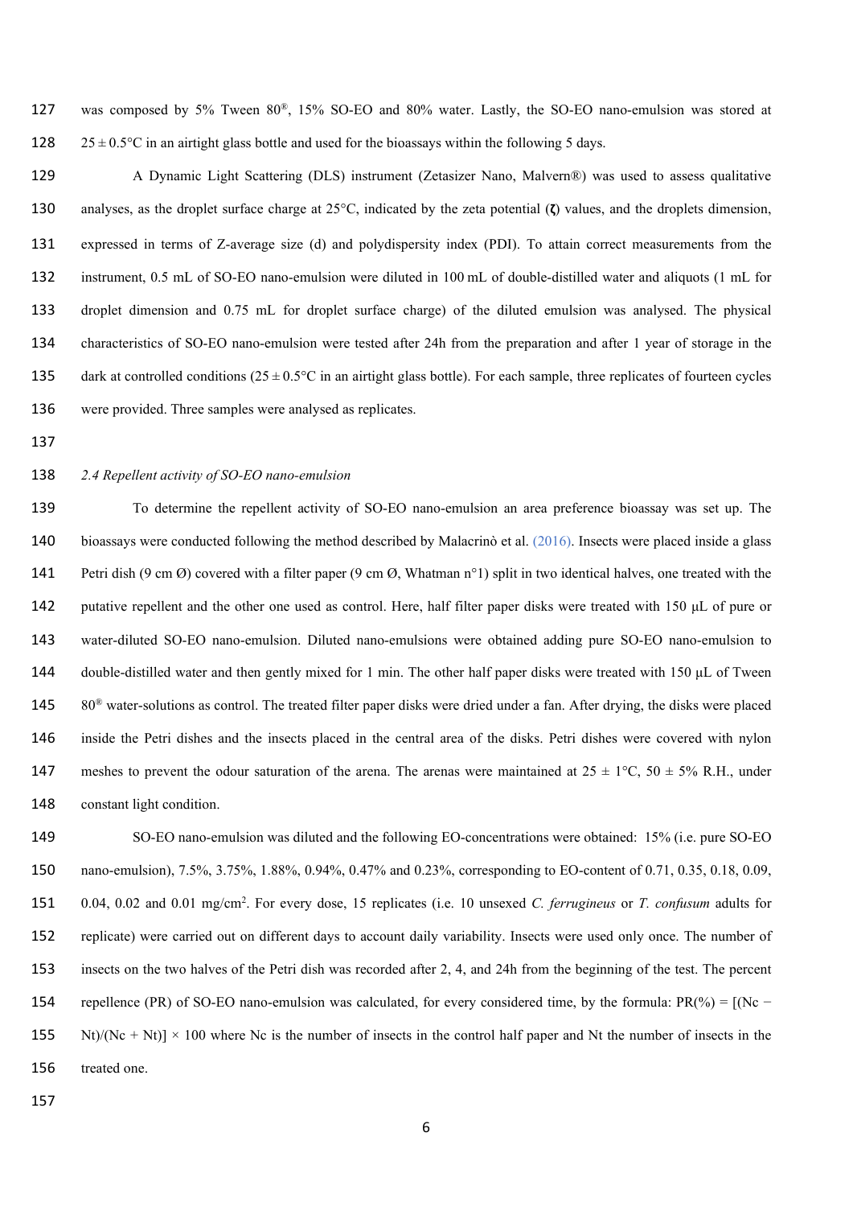was composed by 5% Tween 80®, 15% SO-EO and 80% water. Lastly, the SO-EO nano-emulsion was stored at 25 ± 0.5°C in an airtight glass bottle and used for the bioassays within the following 5 days.

A Dynamic Light Scattering (DLS) instrument (Zetasizer Nano, Malvern®) was used to assess qualitative analyses, as the droplet surface charge at 25°C, indicated by the zeta potential (**ζ**) values, and the droplets dimension, expressed in terms of Z-average size (d) and polydispersity index (PDI). To attain correct measurements from the instrument, 0.5 mL of SO-EO nano-emulsion were diluted in 100 mL of double-distilled water and aliquots (1 mL for droplet dimension and 0.75 mL for droplet surface charge) of the diluted emulsion was analysed. The physical characteristics of SO-EO nano-emulsion were tested after 24h from the preparation and after 1 year of storage in the dark at controlled conditions (25 ± 0.5°C in an airtight glass bottle). For each sample, three replicates of fourteen cycles were provided. Three samples were analysed as replicates.

*2.4 Repellent activity of SO-EO nano-emulsion*

To determine the repellent activity of SO-EO nano-emulsion an area preference bioassay was set up. The bioassays were conducted following the method described by Malacrinò et al. (2016). Insects were placed inside a glass Petri dish (9 cm Ø) covered with a filter paper (9 cm Ø, Whatman n°1) split in two identical halves, one treated with the putative repellent and the other one used as control. Here, half filter paper disks were treated with 150 µL of pure or water-diluted SO-EO nano-emulsion. Diluted nano-emulsions were obtained adding pure SO-EO nano-emulsion to double-distilled water and then gently mixed for 1 min. The other half paper disks were treated with 150 µL of Tween 80® water-solutions as control. The treated filter paper disks were dried under a fan. After drying, the disks were placed inside the Petri dishes and the insects placed in the central area of the disks. Petri dishes were covered with nylon meshes to prevent the odour saturation of the arena. The arenas were maintained at 25 ± 1°C, 50 ± 5% R.H., under constant light condition.

SO-EO nano-emulsion was diluted and the following EO-concentrations were obtained: 15% (i.e. pure SO-EO nano-emulsion), 7.5%, 3.75%, 1.88%, 0.94%, 0.47% and 0.23%, corresponding to EO-content of 0.71, 0.35, 0.18, 0.09, 0.04, 0.02 and 0.01 mg/cm$^2$. For every dose, 15 replicates (i.e. 10 unsexed *C. ferrugineus* or *T. confusum* adults for replicate) were carried out on different days to account daily variability. Insects were used only once. The number of insects on the two halves of the Petri dish was recorded after 2, 4, and 24h from the beginning of the test. The percent repellence (PR) of SO-EO nano-emulsion was calculated, for every considered time, by the formula: $PR(\%) = [(Nc - Nt)/(Nc + Nt)] \times 100$ where Nc is the number of insects in the control half paper and Nt the number of insects in the treated one.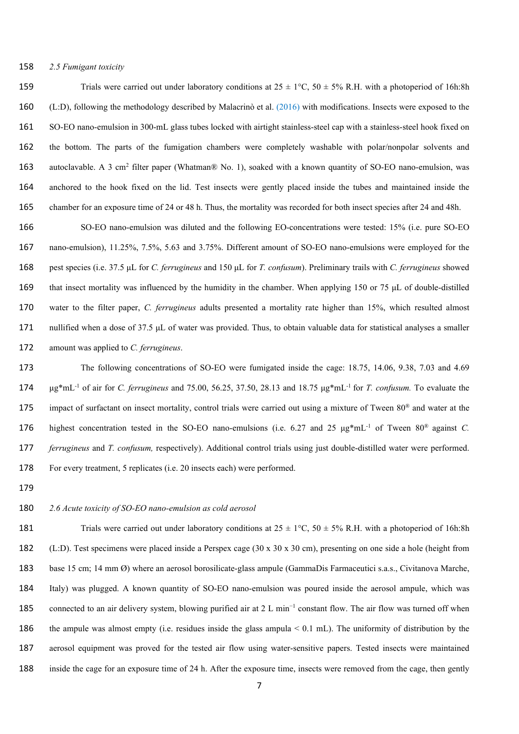*2.5 Fumigant toxicity*

Trials were carried out under laboratory conditions at 25 ± 1°C, 50 ± 5% R.H. with a photoperiod of 16h:8h (L:D), following the methodology described by Malacrinò et al. (2016) with modifications. Insects were exposed to the SO-EO nano-emulsion in 300-mL glass tubes locked with airtight stainless-steel cap with a stainless-steel hook fixed on the bottom. The parts of the fumigation chambers were completely washable with polar/nonpolar solvents and autoclavable. A 3 $cm^2$ filter paper (Whatman® No. 1), soaked with a known quantity of SO-EO nano-emulsion, was anchored to the hook fixed on the lid. Test insects were gently placed inside the tubes and maintained inside the chamber for an exposure time of 24 or 48 h. Thus, the mortality was recorded for both insect species after 24 and 48h.

SO-EO nano-emulsion was diluted and the following EO-concentrations were tested: 15% (i.e. pure SO-EO nano-emulsion), 11.25%, 7.5%, 5.63 and 3.75%. Different amount of SO-EO nano-emulsions were employed for the pest species (i.e. 37.5 µL for *C. ferrugineus* and 150 µL for *T. confusum*). Preliminary trails with *C. ferrugineus* showed that insect mortality was influenced by the humidity in the chamber. When applying 150 or 75 µL of double-distilled water to the filter paper, *C. ferrugineus* adults presented a mortality rate higher than 15%, which resulted almost nullified when a dose of 37.5 µL of water was provided. Thus, to obtain valuable data for statistical analyses a smaller amount was applied to *C. ferrugineus*.

The following concentrations of SO-EO were fumigated inside the cage: 18.75, 14.06, 9.38, 7.03 and 4.69 $\mu g*mL^{-1}$ of air for *C. ferrugineus* and 75.00, 56.25, 37.50, 28.13 and 18.75 $\mu g*mL^{-1}$ for *T. confusum.* To evaluate the impact of surfactant on insect mortality, control trials were carried out using a mixture of Tween 80® and water at the highest concentration tested in the SO-EO nano-emulsions (i.e. 6.27 and 25 $\mu g*mL^{-1}$ of Tween 80® against *C. ferrugineus* and *T. confusum,* respectively). Additional control trials using just double-distilled water were performed. For every treatment, 5 replicates (i.e. 20 insects each) were performed.

*2.6 Acute toxicity of SO-EO nano-emulsion as cold aerosol*

Trials were carried out under laboratory conditions at 25 ± 1°C, 50 ± 5% R.H. with a photoperiod of 16h:8h (L:D). Test specimens were placed inside a Perspex cage (30 x 30 x 30 cm), presenting on one side a hole (height from base 15 cm; 14 mm Ø) where an aerosol borosilicate-glass ampule (GammaDis Farmaceutici s.a.s., Civitanova Marche, Italy) was plugged. A known quantity of SO-EO nano-emulsion was poured inside the aerosol ampule, which was connected to an air delivery system, blowing purified air at 2 L $min^{-1}$ constant flow. The air flow was turned off when the ampule was almost empty (i.e. residues inside the glass ampula < 0.1 mL). The uniformity of distribution by the aerosol equipment was proved for the tested air flow using water-sensitive papers. Tested insects were maintained inside the cage for an exposure time of 24 h. After the exposure time, insects were removed from the cage, then gently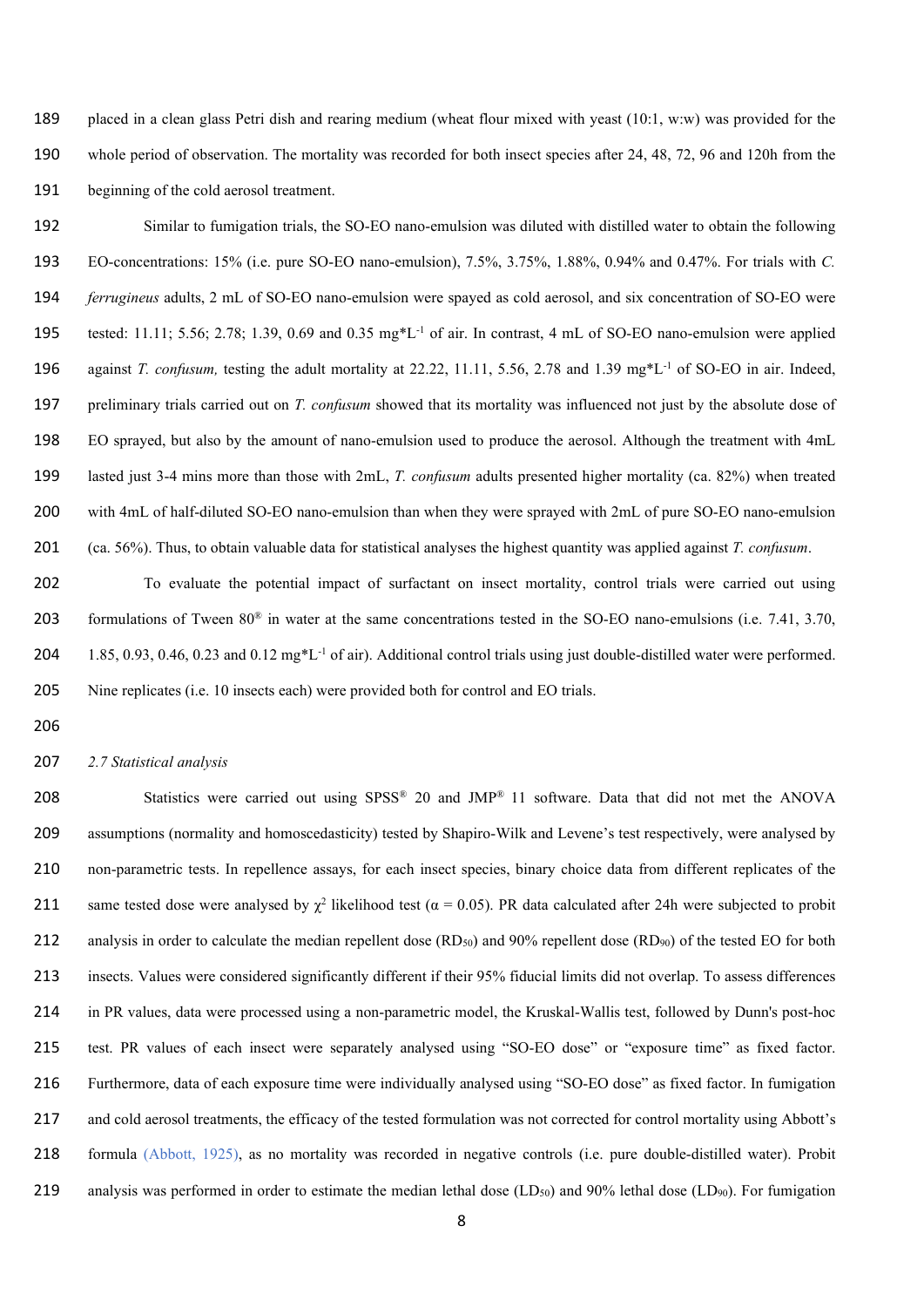placed in a clean glass Petri dish and rearing medium (wheat flour mixed with yeast (10:1, w:w) was provided for the whole period of observation. The mortality was recorded for both insect species after 24, 48, 72, 96 and 120h from the beginning of the cold aerosol treatment.

Similar to fumigation trials, the SO-EO nano-emulsion was diluted with distilled water to obtain the following EO-concentrations: 15% (i.e. pure SO-EO nano-emulsion), 7.5%, 3.75%, 1.88%, 0.94% and 0.47%. For trials with *C. ferrugineus* adults, 2 mL of SO-EO nano-emulsion were spayed as cold aerosol, and six concentration of SO-EO were tested: 11.11; 5.56; 2.78; 1.39, 0.69 and 0.35 mg*$L^{-1}$ of air. In contrast, 4 mL of SO-EO nano-emulsion were applied against *T. confusum,* testing the adult mortality at 22.22, 11.11, 5.56, 2.78 and 1.39 mg*$L^{-1}$ of SO-EO in air. Indeed, preliminary trials carried out on *T. confusum* showed that its mortality was influenced not just by the absolute dose of EO sprayed, but also by the amount of nano-emulsion used to produce the aerosol. Although the treatment with 4mL lasted just 3-4 mins more than those with 2mL, *T. confusum* adults presented higher mortality (ca. 82%) when treated with 4mL of half-diluted SO-EO nano-emulsion than when they were sprayed with 2mL of pure SO-EO nano-emulsion (ca. 56%). Thus, to obtain valuable data for statistical analyses the highest quantity was applied against *T. confusum*.

To evaluate the potential impact of surfactant on insect mortality, control trials were carried out using formulations of Tween 80® in water at the same concentrations tested in the SO-EO nano-emulsions (i.e. 7.41, 3.70, 1.85, 0.93, 0.46, 0.23 and 0.12 mg*$L^{-1}$ of air). Additional control trials using just double-distilled water were performed. Nine replicates (i.e. 10 insects each) were provided both for control and EO trials.

### *2.7 Statistical analysis*

Statistics were carried out using SPSS® 20 and JMP® 11 software. Data that did not met the ANOVA assumptions (normality and homoscedasticity) tested by Shapiro-Wilk and Levene's test respectively, were analysed by non-parametric tests. In repellence assays, for each insect species, binary choice data from different replicates of the same tested dose were analysed by $\chi^2$ likelihood test ($\alpha = 0.05$). PR data calculated after 24h were subjected to probit analysis in order to calculate the median repellent dose ($RD_{50}$) and 90% repellent dose ($RD_{90}$) of the tested EO for both insects. Values were considered significantly different if their 95% fiducial limits did not overlap. To assess differences in PR values, data were processed using a non-parametric model, the Kruskal-Wallis test, followed by Dunn's post-hoc test. PR values of each insect were separately analysed using "SO-EO dose" or "exposure time" as fixed factor. Furthermore, data of each exposure time were individually analysed using "SO-EO dose" as fixed factor. In fumigation and cold aerosol treatments, the efficacy of the tested formulation was not corrected for control mortality using Abbott's formula (Abbott, 1925), as no mortality was recorded in negative controls (i.e. pure double-distilled water). Probit analysis was performed in order to estimate the median lethal dose ($LD_{50}$) and 90% lethal dose ($LD_{90}$). For fumigation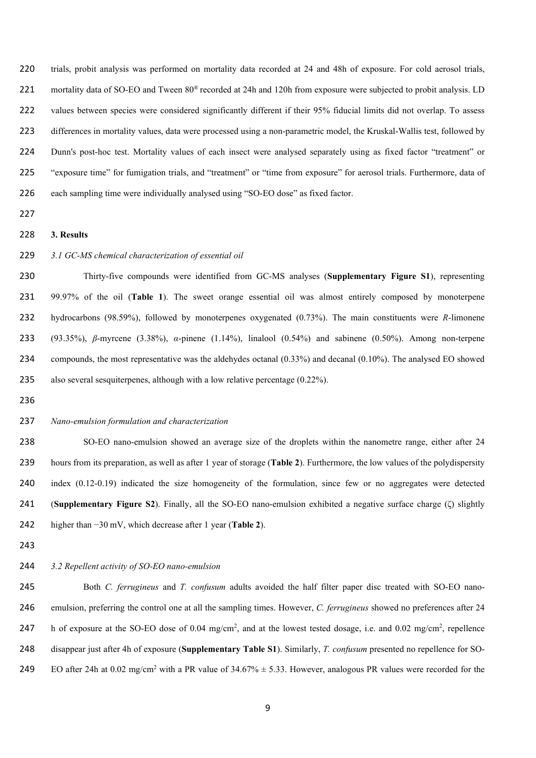trials, probit analysis was performed on mortality data recorded at 24 and 48h of exposure. For cold aerosol trials, mortality data of SO-EO and Tween 80® recorded at 24h and 120h from exposure were subjected to probit analysis. LD values between species were considered significantly different if their 95% fiducial limits did not overlap. To assess differences in mortality values, data were processed using a non-parametric model, the Kruskal-Wallis test, followed by Dunn's post-hoc test. Mortality values of each insect were analysed separately using as fixed factor "treatment" or "exposure time" for fumigation trials, and "treatment" or "time from exposure" for aerosol trials. Furthermore, data of each sampling time were individually analysed using "SO-EO dose" as fixed factor.

## 3. Results

### *3.1 GC-MS chemical characterization of essential oil*

Thirty-five compounds were identified from GC-MS analyses (**Supplementary Figure S1**), representing 99.97% of the oil (**Table 1**). The sweet orange essential oil was almost entirely composed by monoterpene hydrocarbons (98.59%), followed by monoterpenes oxygenated (0.73%). The main constituents were *R*-limonene (93.35%), *β*-myrcene (3.38%), *α*-pinene (1.14%), linalool (0.54%) and sabinene (0.50%). Among non-terpene compounds, the most representative was the aldehydes octanal (0.33%) and decanal (0.10%). The analysed EO showed also several sesquiterpenes, although with a low relative percentage (0.22%).

### *Nano-emulsion formulation and characterization*

SO-EO nano-emulsion showed an average size of the droplets within the nanometre range, either after 24 hours from its preparation, as well as after 1 year of storage (**Table 2**). Furthermore, the low values of the polydispersity index (0.12-0.19) indicated the size homogeneity of the formulation, since few or no aggregates were detected (**Supplementary Figure S2**). Finally, all the SO-EO nano-emulsion exhibited a negative surface charge (ζ) slightly higher than −30 mV, which decrease after 1 year (**Table 2**).

### *3.2 Repellent activity of SO-EO nano-emulsion*

Both *C. ferrugineus* and *T. confusum* adults avoided the half filter paper disc treated with SO-EO nano-emulsion, preferring the control one at all the sampling times. However, *C. ferrugineus* showed no preferences after 24 h of exposure at the SO-EO dose of 0.04 mg/cm$^2$, and at the lowest tested dosage, i.e. and 0.02 mg/cm$^2$, repellence disappear just after 4h of exposure (**Supplementary Table S1**). Similarly, *T. confusum* presented no repellence for SO-EO after 24h at 0.02 mg/cm$^2$ with a PR value of 34.67% ± 5.33. However, analogous PR values were recorded for the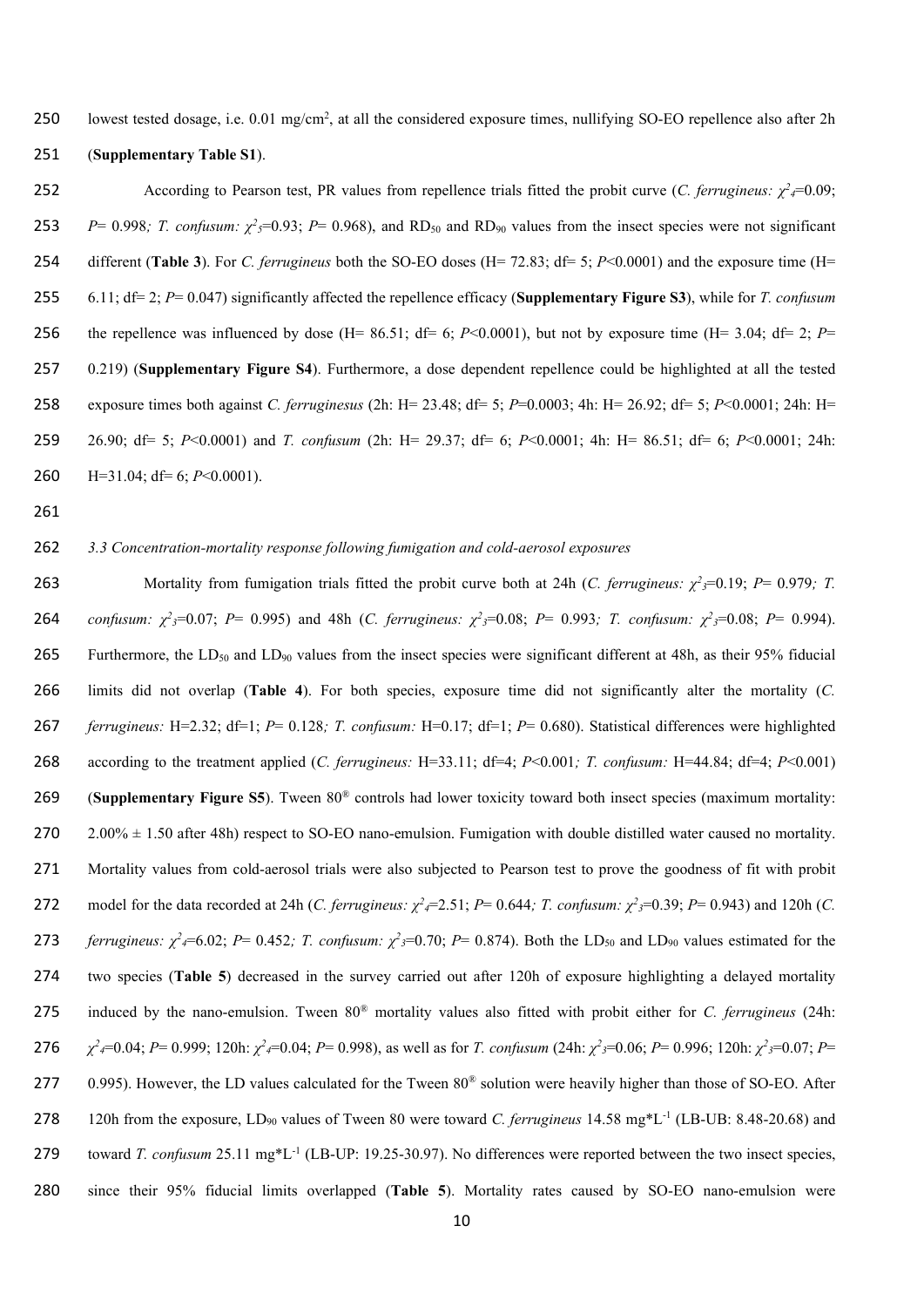lowest tested dosage, i.e. 0.01 mg/cm$^2$, at all the considered exposure times, nullifying SO-EO repellence also after 2h (**Supplementary Table S1**).

According to Pearson test, PR values from repellence trials fitted the probit curve (*C. ferrugineus:* $\chi^2_4$=0.09; *P*= 0.998*; T. confusum:* $\chi^2_5$=0.93; *P*= 0.968), and $RD_{50}$ and $RD_{90}$ values from the insect species were not significant different (**Table 3**). For *C. ferrugineus* both the SO-EO doses (H= 72.83; df= 5; *P*<0.0001) and the exposure time (H= 6.11; df= 2; *P*= 0.047) significantly affected the repellence efficacy (**Supplementary Figure S3**), while for *T. confusum* the repellence was influenced by dose (H= 86.51; df= 6; *P*<0.0001), but not by exposure time (H= 3.04; df= 2; *P*= 0.219) (**Supplementary Figure S4**). Furthermore, a dose dependent repellence could be highlighted at all the tested exposure times both against *C. ferruginesus* (2h: H= 23.48; df= 5; *P*=0.0003; 4h: H= 26.92; df= 5; *P*<0.0001; 24h: H= 26.90; df= 5; *P*<0.0001) and *T. confusum* (2h: H= 29.37; df= 6; *P*<0.0001; 4h: H= 86.51; df= 6; *P*<0.0001; 24h: H=31.04; df= 6; *P*<0.0001).

*3.3 Concentration-mortality response following fumigation and cold-aerosol exposures*

Mortality from fumigation trials fitted the probit curve both at 24h (*C. ferrugineus:* $\chi^2_3$=0.19; *P*= 0.979*; T. confusum:* $\chi^2_3$=0.07; *P*= 0.995) and 48h (*C. ferrugineus:* $\chi^2_3$=0.08; *P*= 0.993*; T. confusum:* $\chi^2_3$=0.08; *P*= 0.994). Furthermore, the $LD_{50}$ and $LD_{90}$ values from the insect species were significant different at 48h, as their 95% fiducial limits did not overlap (**Table 4**). For both species, exposure time did not significantly alter the mortality (*C. ferrugineus:* H=2.32; df=1; *P*= 0.128*; T. confusum:* H=0.17; df=1; *P*= 0.680). Statistical differences were highlighted according to the treatment applied (*C. ferrugineus:* H=33.11; df=4; *P*<0.001*; T. confusum:* H=44.84; df=4; *P*<0.001) (**Supplementary Figure S5**). Tween 80® controls had lower toxicity toward both insect species (maximum mortality: 2.00% ± 1.50 after 48h) respect to SO-EO nano-emulsion. Fumigation with double distilled water caused no mortality. Mortality values from cold-aerosol trials were also subjected to Pearson test to prove the goodness of fit with probit model for the data recorded at 24h (*C. ferrugineus:* $\chi^2_4$=2.51; *P*= 0.644*; T. confusum:* $\chi^2_3$=0.39; *P*= 0.943) and 120h (*C. ferrugineus:* $\chi^2_4$=6.02; *P*= 0.452*; T. confusum:* $\chi^2_3$=0.70; *P*= 0.874). Both the $LD_{50}$ and $LD_{90}$ values estimated for the two species (**Table 5**) decreased in the survey carried out after 120h of exposure highlighting a delayed mortality induced by the nano-emulsion. Tween 80® mortality values also fitted with probit either for *C. ferrugineus* (24h: $\chi^2_4$=0.04; *P*= 0.999; 120h: $\chi^2_4$=0.04; *P*= 0.998), as well as for *T. confusum* (24h: $\chi^2_3$=0.06; *P*= 0.996; 120h: $\chi^2_3$=0.07; *P*= 0.995). However, the LD values calculated for the Tween 80® solution were heavily higher than those of SO-EO. After 120h from the exposure, $LD_{90}$ values of Tween 80 were toward *C. ferrugineus* 14.58 mg*L$^{-1}$ (LB-UB: 8.48-20.68) and toward *T. confusum* 25.11 mg*L$^{-1}$ (LB-UP: 19.25-30.97). No differences were reported between the two insect species, since their 95% fiducial limits overlapped (**Table 5**). Mortality rates caused by SO-EO nano-emulsion were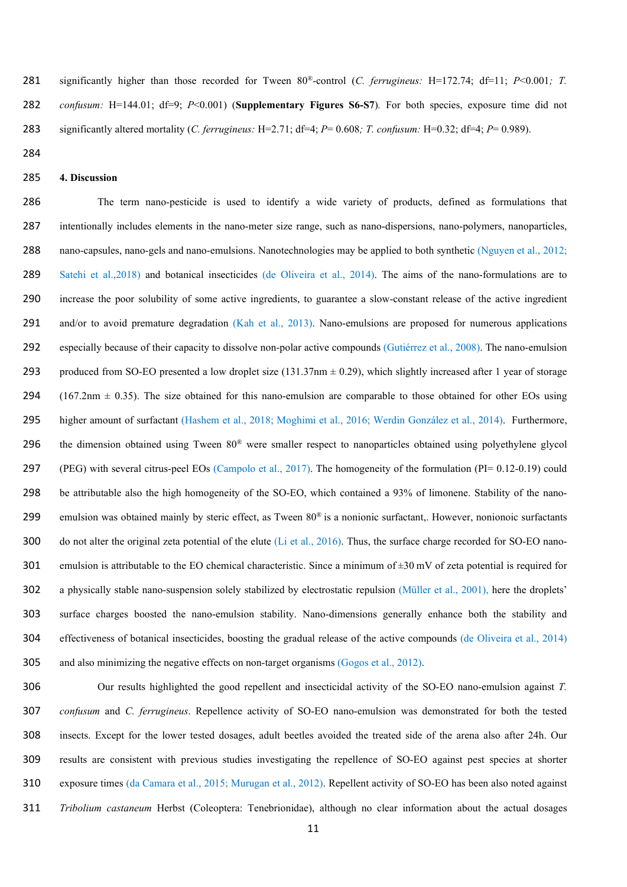significantly higher than those recorded for Tween 80®-control (*C. ferrugineus:* H=172.74; df=11; *P*<0.001*; T. confusum:* H=144.01; df=9; *P*<0.001) (**Supplementary Figures S6-S7**)*.* For both species, exposure time did not significantly altered mortality (*C. ferrugineus:* H=2.71; df=4; *P*= 0.608*; T. confusum:* H=0.32; df=4; *P*= 0.989).

## 4. Discussion

The term nano-pesticide is used to identify a wide variety of products, defined as formulations that intentionally includes elements in the nano-meter size range, such as nano-dispersions, nano-polymers, nanoparticles, nano-capsules, nano-gels and nano-emulsions. Nanotechnologies may be applied to both synthetic (Nguyen et al., 2012; Satehi et al.,2018) and botanical insecticides (de Oliveira et al., 2014). The aims of the nano-formulations are to increase the poor solubility of some active ingredients, to guarantee a slow-constant release of the active ingredient and/or to avoid premature degradation (Kah et al., 2013). Nano-emulsions are proposed for numerous applications especially because of their capacity to dissolve non-polar active compounds (Gutiérrez et al., 2008). The nano-emulsion produced from SO-EO presented a low droplet size (131.37nm ± 0.29), which slightly increased after 1 year of storage (167.2nm ± 0.35). The size obtained for this nano-emulsion are comparable to those obtained for other EOs using higher amount of surfactant (Hashem et al., 2018; Moghimi et al., 2016; Werdin González et al., 2014). Furthermore, the dimension obtained using Tween 80® were smaller respect to nanoparticles obtained using polyethylene glycol (PEG) with several citrus-peel EOs (Campolo et al., 2017). The homogeneity of the formulation (PI= 0.12-0.19) could be attributable also the high homogeneity of the SO-EO, which contained a 93% of limonene. Stability of the nano-emulsion was obtained mainly by steric effect, as Tween 80® is a nonionic surfactant,. However, nonionoic surfactants do not alter the original zeta potential of the elute (Li et al., 2016). Thus, the surface charge recorded for SO-EO nano-emulsion is attributable to the EO chemical characteristic. Since a minimum of ±30 mV of zeta potential is required for a physically stable nano-suspension solely stabilized by electrostatic repulsion (Müller et al., 2001), here the droplets' surface charges boosted the nano-emulsion stability. Nano-dimensions generally enhance both the stability and effectiveness of botanical insecticides, boosting the gradual release of the active compounds (de Oliveira et al., 2014) and also minimizing the negative effects on non-target organisms (Gogos et al., 2012).

Our results highlighted the good repellent and insecticidal activity of the SO-EO nano-emulsion against *T. confusum* and *C. ferrugineus*. Repellence activity of SO-EO nano-emulsion was demonstrated for both the tested insects. Except for the lower tested dosages, adult beetles avoided the treated side of the arena also after 24h. Our results are consistent with previous studies investigating the repellence of SO-EO against pest species at shorter exposure times (da Camara et al., 2015; Murugan et al., 2012). Repellent activity of SO-EO has been also noted against *Tribolium castaneum* Herbst (Coleoptera: Tenebrionidae), although no clear information about the actual dosages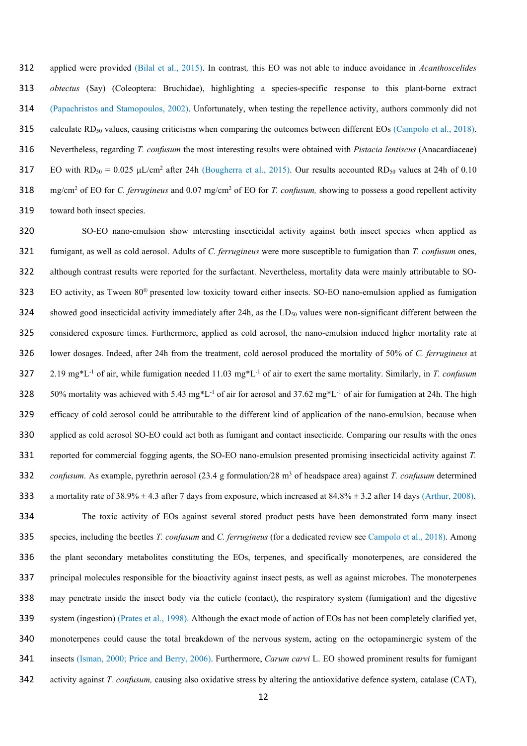applied were provided (Bilal et al., 2015). In contrast, this EO was not able to induce avoidance in *Acanthoscelides obtectus* (Say) (Coleoptera: Bruchidae), highlighting a species-specific response to this plant-borne extract (Papachristos and Stamopoulos, 2002). Unfortunately, when testing the repellence activity, authors commonly did not calculate $RD_{50}$ values, causing criticisms when comparing the outcomes between different EOs (Campolo et al., 2018). Nevertheless, regarding *T. confusum* the most interesting results were obtained with *Pistacia lentiscus* (Anacardiaceae) EO with $RD_{50}$ = 0.025 μL/cm$^2$ after 24h (Bougherra et al., 2015). Our results accounted $RD_{50}$ values at 24h of 0.10 mg/cm$^2$ of EO for *C. ferrugineus* and 0.07 mg/cm$^2$ of EO for *T. confusum,* showing to possess a good repellent activity toward both insect species.

SO-EO nano-emulsion show interesting insecticidal activity against both insect species when applied as fumigant, as well as cold aerosol. Adults of *C. ferrugineus* were more susceptible to fumigation than *T. confusum* ones, although contrast results were reported for the surfactant. Nevertheless, mortality data were mainly attributable to SO-EO activity, as Tween 80® presented low toxicity toward either insects. SO-EO nano-emulsion applied as fumigation showed good insecticidal activity immediately after 24h, as the $LD_{50}$ values were non-significant different between the considered exposure times. Furthermore, applied as cold aerosol, the nano-emulsion induced higher mortality rate at lower dosages. Indeed, after 24h from the treatment, cold aerosol produced the mortality of 50% of *C. ferrugineus* at 2.19 mg*L$^{-1}$ of air, while fumigation needed 11.03 mg*L$^{-1}$ of air to exert the same mortality. Similarly, in *T. confusum* 50% mortality was achieved with 5.43 mg*L$^{-1}$ of air for aerosol and 37.62 mg*L$^{-1}$ of air for fumigation at 24h. The high efficacy of cold aerosol could be attributable to the different kind of application of the nano-emulsion, because when applied as cold aerosol SO-EO could act both as fumigant and contact insecticide. Comparing our results with the ones reported for commercial fogging agents, the SO-EO nano-emulsion presented promising insecticidal activity against *T. confusum.* As example, pyrethrin aerosol (23.4 g formulation/28 m$^3$ of headspace area) against *T. confusum* determined a mortality rate of 38.9% ± 4.3 after 7 days from exposure, which increased at 84.8% ± 3.2 after 14 days (Arthur, 2008).

The toxic activity of EOs against several stored product pests have been demonstrated form many insect species, including the beetles *T. confusum* and *C. ferrugineus* (for a dedicated review see Campolo et al., 2018). Among the plant secondary metabolites constituting the EOs, terpenes, and specifically monoterpenes, are considered the principal molecules responsible for the bioactivity against insect pests, as well as against microbes. The monoterpenes may penetrate inside the insect body via the cuticle (contact), the respiratory system (fumigation) and the digestive system (ingestion) (Prates et al., 1998). Although the exact mode of action of EOs has not been completely clarified yet, monoterpenes could cause the total breakdown of the nervous system, acting on the octopaminergic system of the insects (Isman, 2000; Price and Berry, 2006). Furthermore, *Carum carvi* L. EO showed prominent results for fumigant activity against *T. confusum,* causing also oxidative stress by altering the antioxidative defence system, catalase (CAT),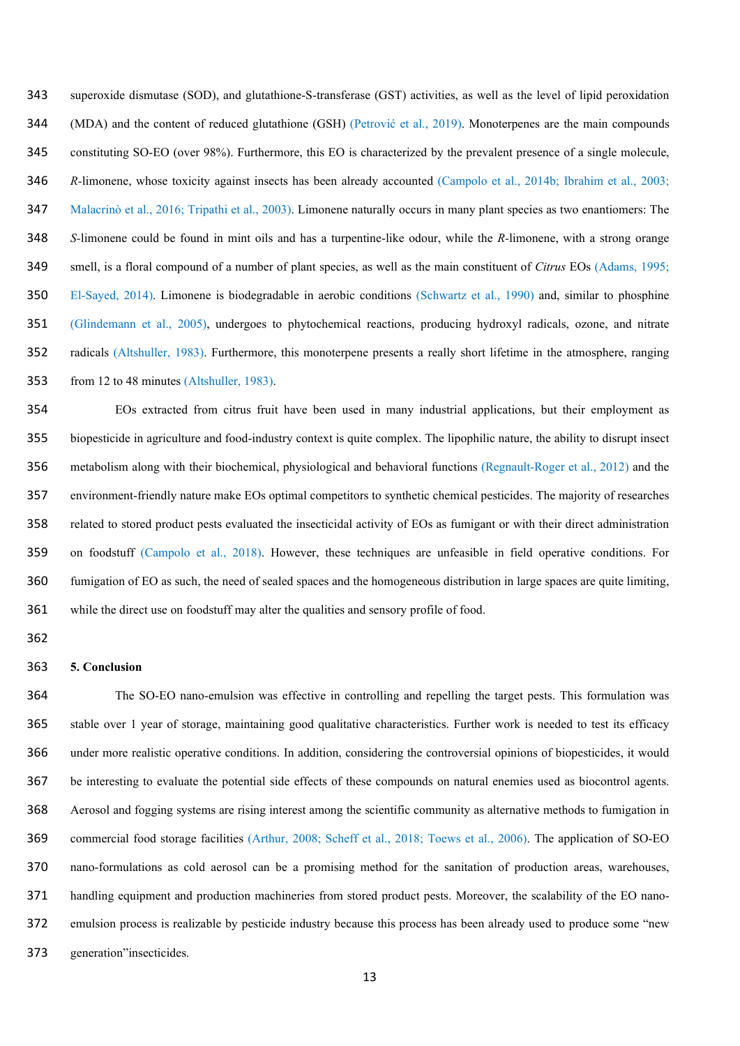superoxide dismutase (SOD), and glutathione-S-transferase (GST) activities, as well as the level of lipid peroxidation (MDA) and the content of reduced glutathione (GSH) (Petrović et al., 2019). Monoterpenes are the main compounds constituting SO-EO (over 98%). Furthermore, this EO is characterized by the prevalent presence of a single molecule, *R*-limonene, whose toxicity against insects has been already accounted (Campolo et al., 2014b; Ibrahim et al., 2003; Malacrinò et al., 2016; Tripathi et al., 2003). Limonene naturally occurs in many plant species as two enantiomers: The *S*-limonene could be found in mint oils and has a turpentine-like odour, while the *R*-limonene, with a strong orange smell, is a floral compound of a number of plant species, as well as the main constituent of *Citrus* EOs (Adams, 1995; El-Sayed, 2014). Limonene is biodegradable in aerobic conditions (Schwartz et al., 1990) and, similar to phosphine (Glindemann et al., 2005), undergoes to phytochemical reactions, producing hydroxyl radicals, ozone, and nitrate radicals (Altshuller, 1983). Furthermore, this monoterpene presents a really short lifetime in the atmosphere, ranging from 12 to 48 minutes (Altshuller, 1983).

EOs extracted from citrus fruit have been used in many industrial applications, but their employment as biopesticide in agriculture and food-industry context is quite complex. The lipophilic nature, the ability to disrupt insect metabolism along with their biochemical, physiological and behavioral functions (Regnault-Roger et al., 2012) and the environment-friendly nature make EOs optimal competitors to synthetic chemical pesticides. The majority of researches related to stored product pests evaluated the insecticidal activity of EOs as fumigant or with their direct administration on foodstuff (Campolo et al., 2018). However, these techniques are unfeasible in field operative conditions. For fumigation of EO as such, the need of sealed spaces and the homogeneous distribution in large spaces are quite limiting, while the direct use on foodstuff may alter the qualities and sensory profile of food.

## 5. Conclusion

The SO-EO nano-emulsion was effective in controlling and repelling the target pests. This formulation was stable over 1 year of storage, maintaining good qualitative characteristics. Further work is needed to test its efficacy under more realistic operative conditions. In addition, considering the controversial opinions of biopesticides, it would be interesting to evaluate the potential side effects of these compounds on natural enemies used as biocontrol agents. Aerosol and fogging systems are rising interest among the scientific community as alternative methods to fumigation in commercial food storage facilities (Arthur, 2008; Scheff et al., 2018; Toews et al., 2006). The application of SO-EO nano-formulations as cold aerosol can be a promising method for the sanitation of production areas, warehouses, handling equipment and production machineries from stored product pests. Moreover, the scalability of the EO nano-emulsion process is realizable by pesticide industry because this process has been already used to produce some "new generation"insecticides.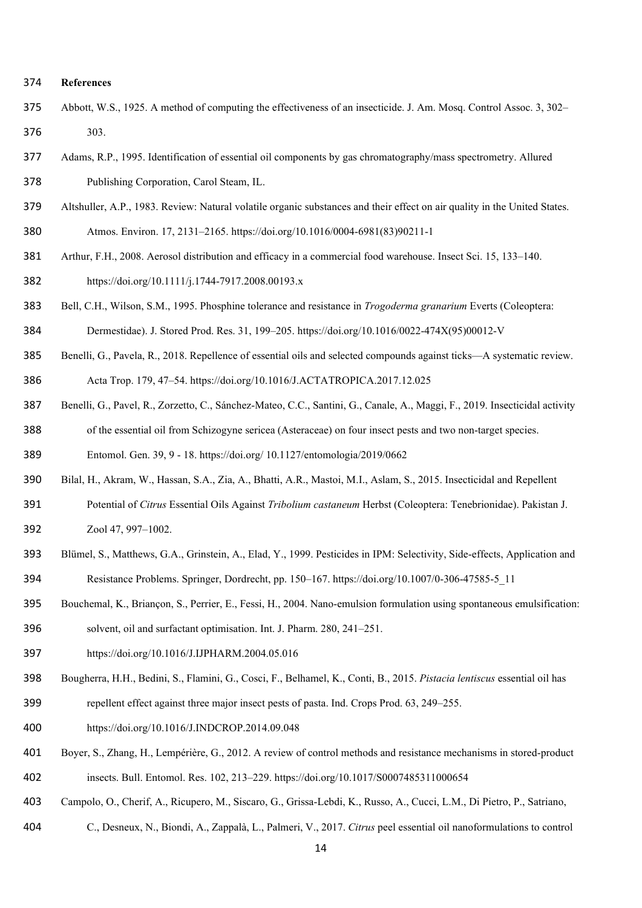**References**

Abbott, W.S., 1925. A method of computing the effectiveness of an insecticide. J. Am. Mosq. Control Assoc. 3, 302–303.

Adams, R.P., 1995. Identification of essential oil components by gas chromatography/mass spectrometry. Allured Publishing Corporation, Carol Steam, IL.

Altshuller, A.P., 1983. Review: Natural volatile organic substances and their effect on air quality in the United States. Atmos. Environ. 17, 2131–2165. https://doi.org/10.1016/0004-6981(83)90211-1

Arthur, F.H., 2008. Aerosol distribution and efficacy in a commercial food warehouse. Insect Sci. 15, 133–140. https://doi.org/10.1111/j.1744-7917.2008.00193.x

Bell, C.H., Wilson, S.M., 1995. Phosphine tolerance and resistance in *Trogoderma granarium* Everts (Coleoptera: Dermestidae). J. Stored Prod. Res. 31, 199–205. https://doi.org/10.1016/0022-474X(95)00012-V

Benelli, G., Pavela, R., 2018. Repellence of essential oils and selected compounds against ticks—A systematic review. Acta Trop. 179, 47–54. https://doi.org/10.1016/J.ACTATROPICA.2017.12.025

Benelli, G., Pavel, R., Zorzetto, C., Sánchez-Mateo, C.C., Santini, G., Canale, A., Maggi, F., 2019. Insecticidal activity of the essential oil from Schizogyne sericea (Asteraceae) on four insect pests and two non-target species. Entomol. Gen. 39, 9 - 18. https://doi.org/ 10.1127/entomologia/2019/0662

Bilal, H., Akram, W., Hassan, S.A., Zia, A., Bhatti, A.R., Mastoi, M.I., Aslam, S., 2015. Insecticidal and Repellent Potential of *Citrus* Essential Oils Against *Tribolium castaneum* Herbst (Coleoptera: Tenebrionidae). Pakistan J. Zool 47, 997–1002.

Blümel, S., Matthews, G.A., Grinstein, A., Elad, Y., 1999. Pesticides in IPM: Selectivity, Side-effects, Application and Resistance Problems. Springer, Dordrecht, pp. 150–167. https://doi.org/10.1007/0-306-47585-5_11

Bouchemal, K., Briançon, S., Perrier, E., Fessi, H., 2004. Nano-emulsion formulation using spontaneous emulsification: solvent, oil and surfactant optimisation. Int. J. Pharm. 280, 241–251. https://doi.org/10.1016/J.IJPHARM.2004.05.016

Bougherra, H.H., Bedini, S., Flamini, G., Cosci, F., Belhamel, K., Conti, B., 2015. *Pistacia lentiscus* essential oil has repellent effect against three major insect pests of pasta. Ind. Crops Prod. 63, 249–255. https://doi.org/10.1016/J.INDCROP.2014.09.048

Boyer, S., Zhang, H., Lempérière, G., 2012. A review of control methods and resistance mechanisms in stored-product insects. Bull. Entomol. Res. 102, 213–229. https://doi.org/10.1017/S0007485311000654

Campolo, O., Cherif, A., Ricupero, M., Siscaro, G., Grissa-Lebdi, K., Russo, A., Cucci, L.M., Di Pietro, P., Satriano, C., Desneux, N., Biondi, A., Zappalà, L., Palmeri, V., 2017. *Citrus* peel essential oil nanoformulations to control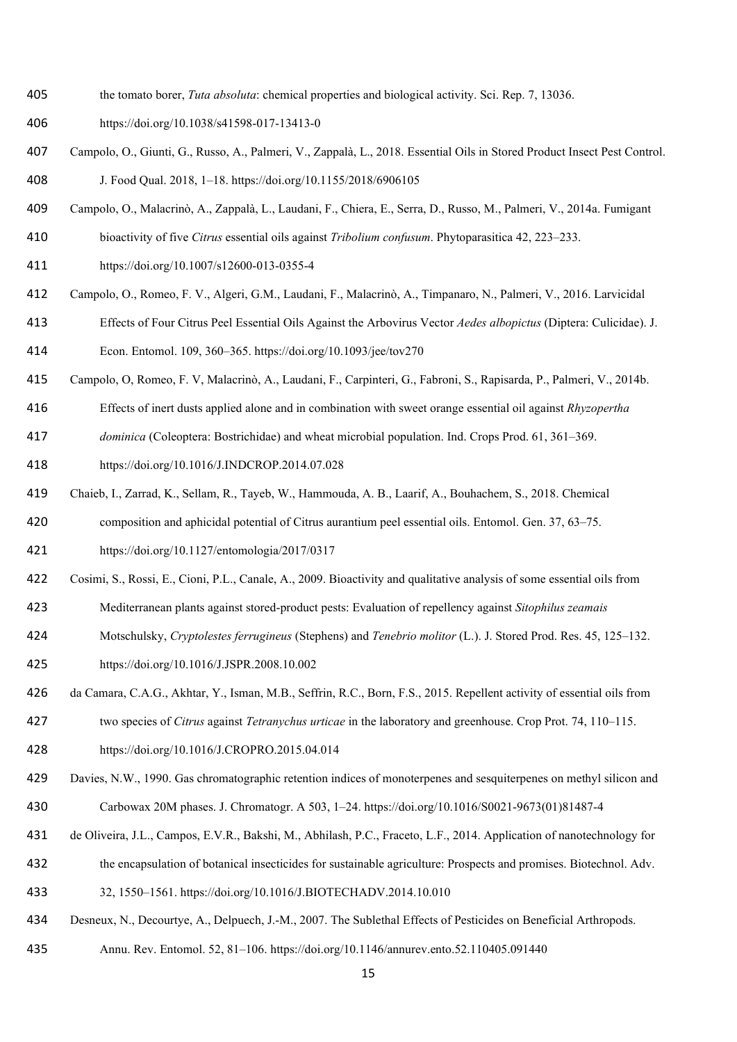the tomato borer, *Tuta absoluta*: chemical properties and biological activity. Sci. Rep. 7, 13036. https://doi.org/10.1038/s41598-017-13413-0

Campolo, O., Giunti, G., Russo, A., Palmeri, V., Zappalà, L., 2018. Essential Oils in Stored Product Insect Pest Control. J. Food Qual. 2018, 1–18. https://doi.org/10.1155/2018/6906105

Campolo, O., Malacrinò, A., Zappalà, L., Laudani, F., Chiera, E., Serra, D., Russo, M., Palmeri, V., 2014a. Fumigant bioactivity of five *Citrus* essential oils against *Tribolium confusum*. Phytoparasitica 42, 223–233. https://doi.org/10.1007/s12600-013-0355-4

Campolo, O., Romeo, F. V., Algeri, G.M., Laudani, F., Malacrinò, A., Timpanaro, N., Palmeri, V., 2016. Larvicidal Effects of Four Citrus Peel Essential Oils Against the Arbovirus Vector *Aedes albopictus* (Diptera: Culicidae). J. Econ. Entomol. 109, 360–365. https://doi.org/10.1093/jee/tov270

Campolo, O, Romeo, F. V, Malacrinò, A., Laudani, F., Carpinteri, G., Fabroni, S., Rapisarda, P., Palmeri, V., 2014b. Effects of inert dusts applied alone and in combination with sweet orange essential oil against *Rhyzopertha dominica* (Coleoptera: Bostrichidae) and wheat microbial population. Ind. Crops Prod. 61, 361–369. https://doi.org/10.1016/J.INDCROP.2014.07.028

Chaieb, I., Zarrad, K., Sellam, R., Tayeb, W., Hammouda, A. B., Laarif, A., Bouhachem, S., 2018. Chemical composition and aphicidal potential of Citrus aurantium peel essential oils. Entomol. Gen. 37, 63–75. https://doi.org/10.1127/entomologia/2017/0317

Cosimi, S., Rossi, E., Cioni, P.L., Canale, A., 2009. Bioactivity and qualitative analysis of some essential oils from Mediterranean plants against stored-product pests: Evaluation of repellency against *Sitophilus zeamais* Motschulsky, *Cryptolestes ferrugineus* (Stephens) and *Tenebrio molitor* (L.). J. Stored Prod. Res. 45, 125–132. https://doi.org/10.1016/J.JSPR.2008.10.002

da Camara, C.A.G., Akhtar, Y., Isman, M.B., Seffrin, R.C., Born, F.S., 2015. Repellent activity of essential oils from two species of *Citrus* against *Tetranychus urticae* in the laboratory and greenhouse. Crop Prot. 74, 110–115. https://doi.org/10.1016/J.CROPRO.2015.04.014

Davies, N.W., 1990. Gas chromatographic retention indices of monoterpenes and sesquiterpenes on methyl silicon and Carbowax 20M phases. J. Chromatogr. A 503, 1–24. https://doi.org/10.1016/S0021-9673(01)81487-4

de Oliveira, J.L., Campos, E.V.R., Bakshi, M., Abhilash, P.C., Fraceto, L.F., 2014. Application of nanotechnology for the encapsulation of botanical insecticides for sustainable agriculture: Prospects and promises. Biotechnol. Adv. 32, 1550–1561. https://doi.org/10.1016/J.BIOTECHADV.2014.10.010

Desneux, N., Decourtye, A., Delpuech, J.-M., 2007. The Sublethal Effects of Pesticides on Beneficial Arthropods. Annu. Rev. Entomol. 52, 81–106. https://doi.org/10.1146/annurev.ento.52.110405.091440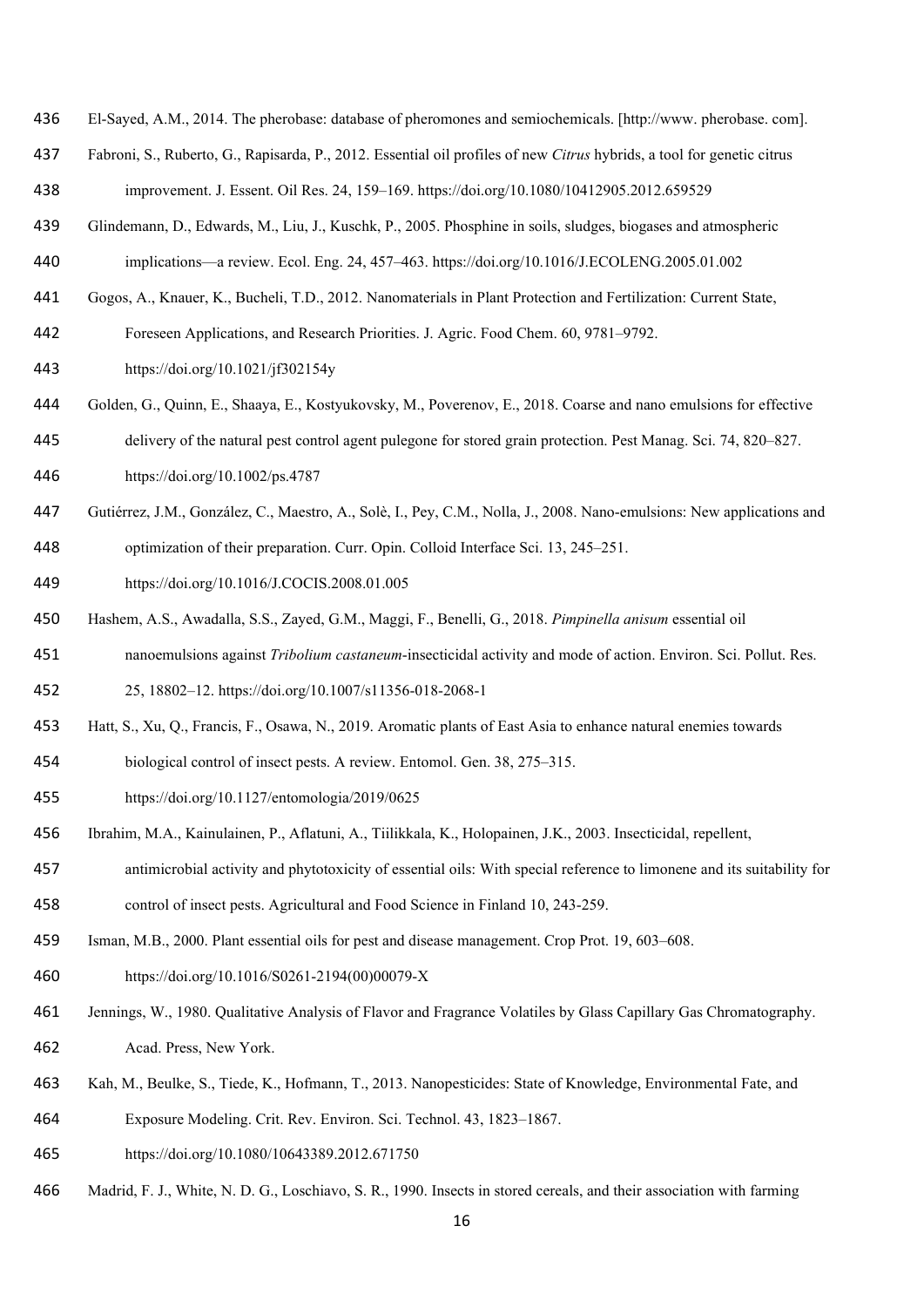El-Sayed, A.M., 2014. The pherobase: database of pheromones and semiochemicals. [http://www. pherobase. com].

Fabroni, S., Ruberto, G., Rapisarda, P., 2012. Essential oil profiles of new *Citrus* hybrids, a tool for genetic citrus improvement. J. Essent. Oil Res. 24, 159–169. https://doi.org/10.1080/10412905.2012.659529

Glindemann, D., Edwards, M., Liu, J., Kuschk, P., 2005. Phosphine in soils, sludges, biogases and atmospheric implications—a review. Ecol. Eng. 24, 457–463. https://doi.org/10.1016/J.ECOLENG.2005.01.002

Gogos, A., Knauer, K., Bucheli, T.D., 2012. Nanomaterials in Plant Protection and Fertilization: Current State, Foreseen Applications, and Research Priorities. J. Agric. Food Chem. 60, 9781–9792. https://doi.org/10.1021/jf302154y

Golden, G., Quinn, E., Shaaya, E., Kostyukovsky, M., Poverenov, E., 2018. Coarse and nano emulsions for effective delivery of the natural pest control agent pulegone for stored grain protection. Pest Manag. Sci. 74, 820–827. https://doi.org/10.1002/ps.4787

Gutiérrez, J.M., González, C., Maestro, A., Solè, I., Pey, C.M., Nolla, J., 2008. Nano-emulsions: New applications and optimization of their preparation. Curr. Opin. Colloid Interface Sci. 13, 245–251. https://doi.org/10.1016/J.COCIS.2008.01.005

Hashem, A.S., Awadalla, S.S., Zayed, G.M., Maggi, F., Benelli, G., 2018. *Pimpinella anisum* essential oil nanoemulsions against *Tribolium castaneum*-insecticidal activity and mode of action. Environ. Sci. Pollut. Res. 25, 18802–12. https://doi.org/10.1007/s11356-018-2068-1

Hatt, S., Xu, Q., Francis, F., Osawa, N., 2019. Aromatic plants of East Asia to enhance natural enemies towards biological control of insect pests. A review. Entomol. Gen. 38, 275–315. https://doi.org/10.1127/entomologia/2019/0625

Ibrahim, M.A., Kainulainen, P., Aflatuni, A., Tiilikkala, K., Holopainen, J.K., 2003. Insecticidal, repellent, antimicrobial activity and phytotoxicity of essential oils: With special reference to limonene and its suitability for control of insect pests. Agricultural and Food Science in Finland 10, 243-259.

Isman, M.B., 2000. Plant essential oils for pest and disease management. Crop Prot. 19, 603–608. https://doi.org/10.1016/S0261-2194(00)00079-X

Jennings, W., 1980. Qualitative Analysis of Flavor and Fragrance Volatiles by Glass Capillary Gas Chromatography. Acad. Press, New York.

Kah, M., Beulke, S., Tiede, K., Hofmann, T., 2013. Nanopesticides: State of Knowledge, Environmental Fate, and Exposure Modeling. Crit. Rev. Environ. Sci. Technol. 43, 1823–1867. https://doi.org/10.1080/10643389.2012.671750

Madrid, F. J., White, N. D. G., Loschiavo, S. R., 1990. Insects in stored cereals, and their association with farming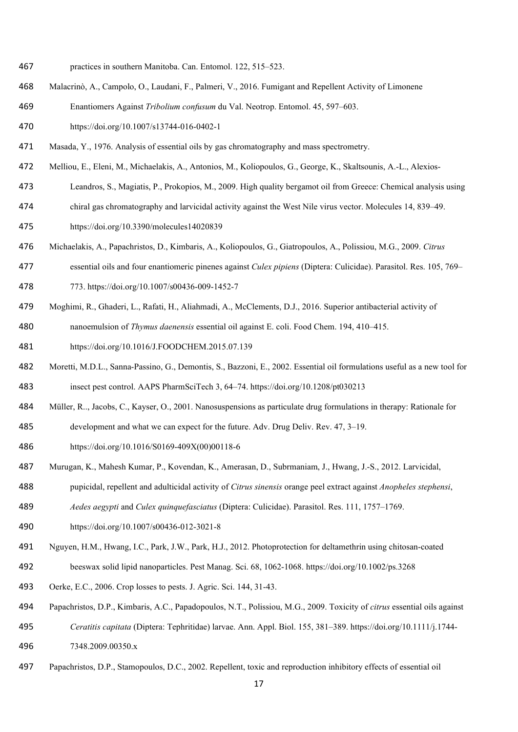practices in southern Manitoba. Can. Entomol. 122, 515–523.

Malacrinò, A., Campolo, O., Laudani, F., Palmeri, V., 2016. Fumigant and Repellent Activity of Limonene Enantiomers Against *Tribolium confusum* du Val. Neotrop. Entomol. 45, 597–603. https://doi.org/10.1007/s13744-016-0402-1

Masada, Y., 1976. Analysis of essential oils by gas chromatography and mass spectrometry.

Melliou, E., Eleni, M., Michaelakis, A., Antonios, M., Koliopoulos, G., George, K., Skaltsounis, A.-L., Alexios-Leandros, S., Magiatis, P., Prokopios, M., 2009. High quality bergamot oil from Greece: Chemical analysis using chiral gas chromatography and larvicidal activity against the West Nile virus vector. Molecules 14, 839–49. https://doi.org/10.3390/molecules14020839

Michaelakis, A., Papachristos, D., Kimbaris, A., Koliopoulos, G., Giatropoulos, A., Polissiou, M.G., 2009. *Citrus* essential oils and four enantiomeric pinenes against *Culex pipiens* (Diptera: Culicidae). Parasitol. Res. 105, 769–773. https://doi.org/10.1007/s00436-009-1452-7

Moghimi, R., Ghaderi, L., Rafati, H., Aliahmadi, A., McClements, D.J., 2016. Superior antibacterial activity of nanoemulsion of *Thymus daenensis* essential oil against E. coli. Food Chem. 194, 410–415. https://doi.org/10.1016/J.FOODCHEM.2015.07.139

Moretti, M.D.L., Sanna-Passino, G., Demontis, S., Bazzoni, E., 2002. Essential oil formulations useful as a new tool for insect pest control. AAPS PharmSciTech 3, 64–74. https://doi.org/10.1208/pt030213

Müller, R.., Jacobs, C., Kayser, O., 2001. Nanosuspensions as particulate drug formulations in therapy: Rationale for development and what we can expect for the future. Adv. Drug Deliv. Rev. 47, 3–19. https://doi.org/10.1016/S0169-409X(00)00118-6

Murugan, K., Mahesh Kumar, P., Kovendan, K., Amerasan, D., Subrmaniam, J., Hwang, J.-S., 2012. Larvicidal, pupicidal, repellent and adulticidal activity of *Citrus sinensis* orange peel extract against *Anopheles stephensi*, *Aedes aegypti* and *Culex quinquefasciatus* (Diptera: Culicidae). Parasitol. Res. 111, 1757–1769. https://doi.org/10.1007/s00436-012-3021-8

Nguyen, H.M., Hwang, I.C., Park, J.W., Park, H.J., 2012. Photoprotection for deltamethrin using chitosan-coated beeswax solid lipid nanoparticles. Pest Manag. Sci. 68, 1062-1068. https://doi.org/10.1002/ps.3268

Oerke, E.C., 2006. Crop losses to pests. J. Agric. Sci. 144, 31-43.

Papachristos, D.P., Kimbaris, A.C., Papadopoulos, N.T., Polissiou, M.G., 2009. Toxicity of *citrus* essential oils against *Ceratitis capitata* (Diptera: Tephritidae) larvae. Ann. Appl. Biol. 155, 381–389. https://doi.org/10.1111/j.1744-7348.2009.00350.x

Papachristos, D.P., Stamopoulos, D.C., 2002. Repellent, toxic and reproduction inhibitory effects of essential oil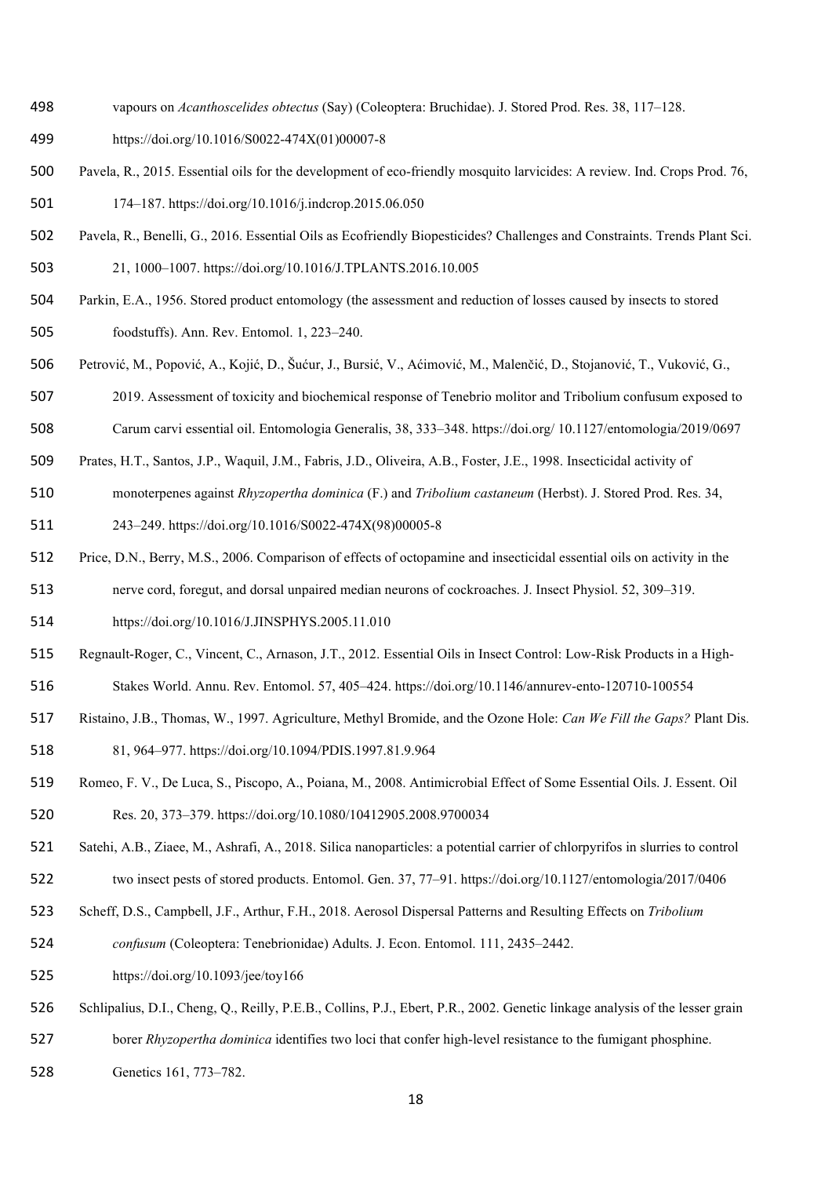vapours on *Acanthoscelides obtectus* (Say) (Coleoptera: Bruchidae). J. Stored Prod. Res. 38, 117–128. https://doi.org/10.1016/S0022-474X(01)00007-8

Pavela, R., 2015. Essential oils for the development of eco-friendly mosquito larvicides: A review. Ind. Crops Prod. 76, 174–187. https://doi.org/10.1016/j.indcrop.2015.06.050

Pavela, R., Benelli, G., 2016. Essential Oils as Ecofriendly Biopesticides? Challenges and Constraints. Trends Plant Sci. 21, 1000–1007. https://doi.org/10.1016/J.TPLANTS.2016.10.005

Parkin, E.A., 1956. Stored product entomology (the assessment and reduction of losses caused by insects to stored foodstuffs). Ann. Rev. Entomol. 1, 223–240.

Petrović, M., Popović, A., Kojić, D., Šućur, J., Bursić, V., Aćimović, M., Malenčić, D., Stojanović, T., Vuković, G., 2019. Assessment of toxicity and biochemical response of Tenebrio molitor and Tribolium confusum exposed to Carum carvi essential oil. Entomologia Generalis, 38, 333–348. https://doi.org/ 10.1127/entomologia/2019/0697

Prates, H.T., Santos, J.P., Waquil, J.M., Fabris, J.D., Oliveira, A.B., Foster, J.E., 1998. Insecticidal activity of monoterpenes against *Rhyzopertha dominica* (F.) and *Tribolium castaneum* (Herbst). J. Stored Prod. Res. 34, 243–249. https://doi.org/10.1016/S0022-474X(98)00005-8

Price, D.N., Berry, M.S., 2006. Comparison of effects of octopamine and insecticidal essential oils on activity in the nerve cord, foregut, and dorsal unpaired median neurons of cockroaches. J. Insect Physiol. 52, 309–319. https://doi.org/10.1016/J.JINSPHYS.2005.11.010

Regnault-Roger, C., Vincent, C., Arnason, J.T., 2012. Essential Oils in Insect Control: Low-Risk Products in a High-Stakes World. Annu. Rev. Entomol. 57, 405–424. https://doi.org/10.1146/annurev-ento-120710-100554

Ristaino, J.B., Thomas, W., 1997. Agriculture, Methyl Bromide, and the Ozone Hole: *Can We Fill the Gaps?* Plant Dis. 81, 964–977. https://doi.org/10.1094/PDIS.1997.81.9.964

Romeo, F. V., De Luca, S., Piscopo, A., Poiana, M., 2008. Antimicrobial Effect of Some Essential Oils. J. Essent. Oil Res. 20, 373–379. https://doi.org/10.1080/10412905.2008.9700034

Satehi, A.B., Ziaee, M., Ashrafi, A., 2018. Silica nanoparticles: a potential carrier of chlorpyrifos in slurries to control two insect pests of stored products. Entomol. Gen. 37, 77–91. https://doi.org/10.1127/entomologia/2017/0406

Scheff, D.S., Campbell, J.F., Arthur, F.H., 2018. Aerosol Dispersal Patterns and Resulting Effects on *Tribolium confusum* (Coleoptera: Tenebrionidae) Adults. J. Econ. Entomol. 111, 2435–2442. https://doi.org/10.1093/jee/toy166

Schlipalius, D.I., Cheng, Q., Reilly, P.E.B., Collins, P.J., Ebert, P.R., 2002. Genetic linkage analysis of the lesser grain borer *Rhyzopertha dominica* identifies two loci that confer high-level resistance to the fumigant phosphine. Genetics 161, 773–782.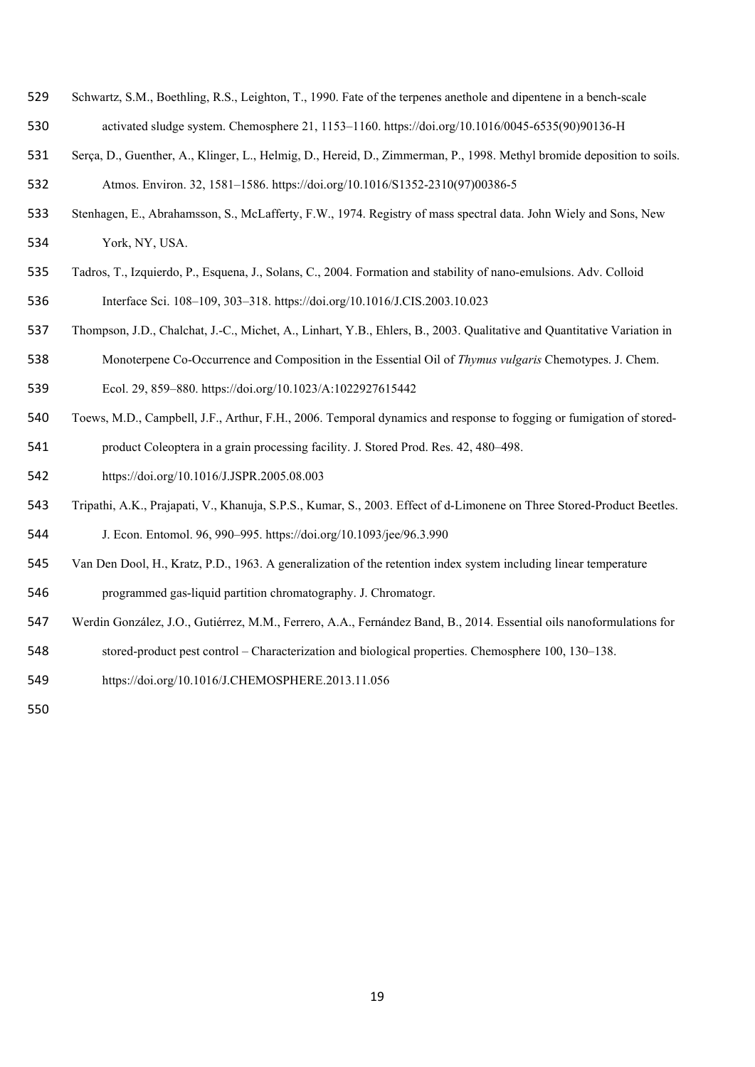Schwartz, S.M., Boethling, R.S., Leighton, T., 1990. Fate of the terpenes anethole and dipentene in a bench-scale activated sludge system. Chemosphere 21, 1153–1160. https://doi.org/10.1016/0045-6535(90)90136-H

Serça, D., Guenther, A., Klinger, L., Helmig, D., Hereid, D., Zimmerman, P., 1998. Methyl bromide deposition to soils. Atmos. Environ. 32, 1581–1586. https://doi.org/10.1016/S1352-2310(97)00386-5

Stenhagen, E., Abrahamsson, S., McLafferty, F.W., 1974. Registry of mass spectral data. John Wiely and Sons, New York, NY, USA.

Tadros, T., Izquierdo, P., Esquena, J., Solans, C., 2004. Formation and stability of nano-emulsions. Adv. Colloid Interface Sci. 108–109, 303–318. https://doi.org/10.1016/J.CIS.2003.10.023

Thompson, J.D., Chalchat, J.-C., Michet, A., Linhart, Y.B., Ehlers, B., 2003. Qualitative and Quantitative Variation in Monoterpene Co-Occurrence and Composition in the Essential Oil of *Thymus vulgaris* Chemotypes. J. Chem. Ecol. 29, 859–880. https://doi.org/10.1023/A:1022927615442

Toews, M.D., Campbell, J.F., Arthur, F.H., 2006. Temporal dynamics and response to fogging or fumigation of stored-product Coleoptera in a grain processing facility. J. Stored Prod. Res. 42, 480–498. https://doi.org/10.1016/J.JSPR.2005.08.003

Tripathi, A.K., Prajapati, V., Khanuja, S.P.S., Kumar, S., 2003. Effect of d-Limonene on Three Stored-Product Beetles. J. Econ. Entomol. 96, 990–995. https://doi.org/10.1093/jee/96.3.990

Van Den Dool, H., Kratz, P.D., 1963. A generalization of the retention index system including linear temperature programmed gas-liquid partition chromatography. J. Chromatogr.

Werdin González, J.O., Gutiérrez, M.M., Ferrero, A.A., Fernández Band, B., 2014. Essential oils nanoformulations for stored-product pest control – Characterization and biological properties. Chemosphere 100, 130–138. https://doi.org/10.1016/J.CHEMOSPHERE.2013.11.056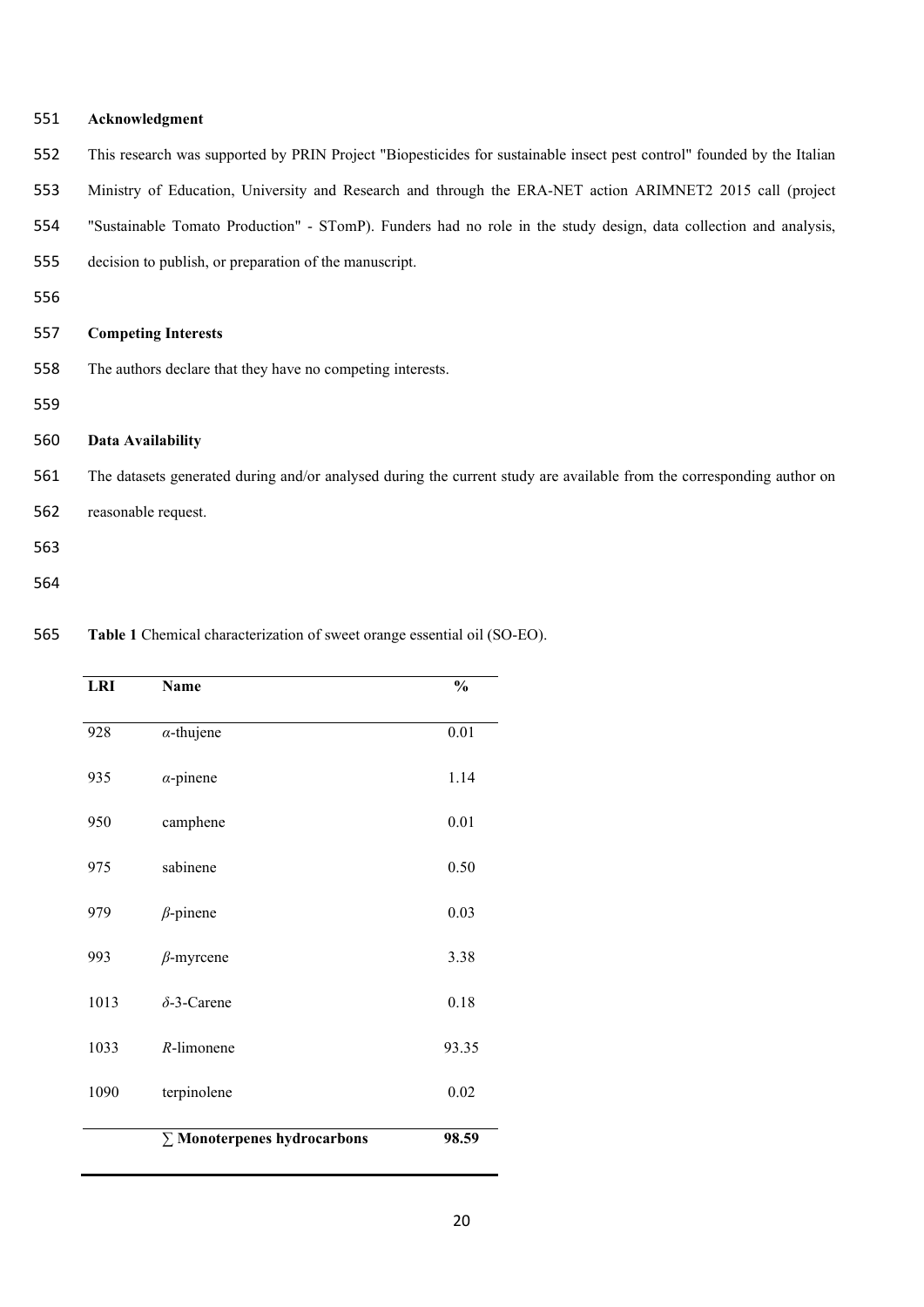**Acknowledgment**

This research was supported by PRIN Project "Biopesticides for sustainable insect pest control" founded by the Italian Ministry of Education, University and Research and through the ERA-NET action ARIMNET2 2015 call (project "Sustainable Tomato Production" - STomP). Funders had no role in the study design, data collection and analysis, decision to publish, or preparation of the manuscript.

**Competing Interests**

The authors declare that they have no competing interests.

**Data Availability**

The datasets generated during and/or analysed during the current study are available from the corresponding author on reasonable request.

**Table 1** Chemical characterization of sweet orange essential oil (SO-EO).

| LRI | Name | % |
|---|---|---|
| 928 | *α*-thujene | 0.01 |
| 935 | *α*-pinene | 1.14 |
| 950 | camphene | 0.01 |
| 975 | sabinene | 0.50 |
| 979 | *β*-pinene | 0.03 |
| 993 | *β*-myrcene | 3.38 |
| 1013 | *δ*-3-Carene | 0.18 |
| 1033 | *R*-limonene | 93.35 |
| 1090 | terpinolene | 0.02 |
| | **∑ Monoterpenes hydrocarbons** | **98.59** |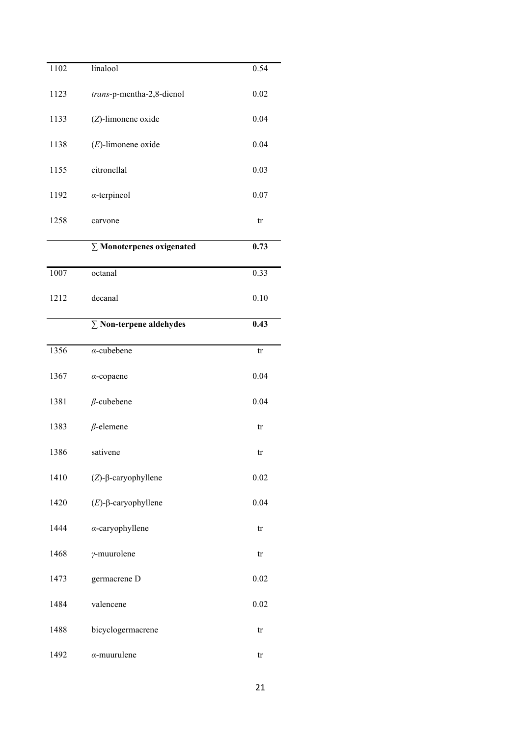| | | |
|---|---|---|
| 1102 | linalool | 0.54 |
| 1123 | *trans*-p-mentha-2,8-dienol | 0.02 |
| 1133 | (*Z*)-limonene oxide | 0.04 |
| 1138 | (*E*)-limonene oxide | 0.04 |
| 1155 | citronellal | 0.03 |
| 1192 | *α*-terpineol | 0.07 |
| 1258 | carvone | tr |
| | **∑ Monoterpenes oxigenated** | **0.73** |
| 1007 | octanal | 0.33 |
| 1212 | decanal | 0.10 |
| | **∑ Non-terpene aldehydes** | **0.43** |
| 1356 | *α*-cubebene | tr |
| 1367 | *α*-copaene | 0.04 |
| 1381 | *β*-cubebene | 0.04 |
| 1383 | *β*-elemene | tr |
| 1386 | sativene | tr |
| 1410 | (*Z*)-β-caryophyllene | 0.02 |
| 1420 | (*E*)-β-caryophyllene | 0.04 |
| 1444 | *α*-caryophyllene | tr |
| 1468 | *γ*-muurolene | tr |
| 1473 | germacrene D | 0.02 |
| 1484 | valencene | 0.02 |
| 1488 | bicyclogermacrene | tr |
| 1492 | *α*-muurulene | tr |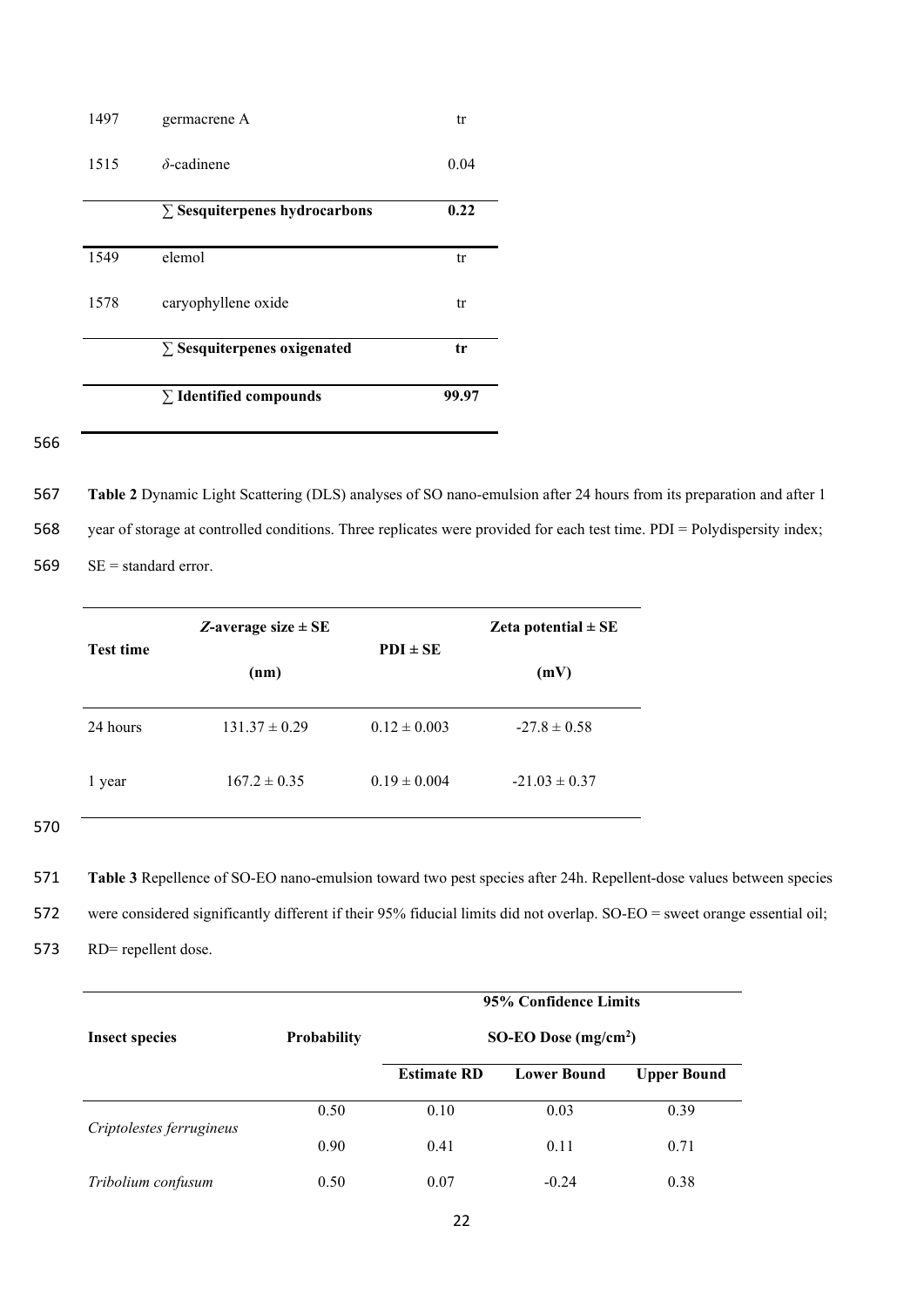| | | |
|---|---|---|
| 1497 | germacrene A | tr |
| 1515 | *δ*-cadinene | 0.04 |
| | **∑ Sesquiterpenes hydrocarbons** | **0.22** |
| 1549 | elemol | tr |
| 1578 | caryophyllene oxide | tr |
| | **∑ Sesquiterpenes oxigenated** | **tr** |
| | **∑ Identified compounds** | **99.97** |

**Table 2** Dynamic Light Scattering (DLS) analyses of SO nano-emulsion after 24 hours from its preparation and after 1 year of storage at controlled conditions. Three replicates were provided for each test time. PDI = Polydispersity index; SE = standard error.

| **Test time** | ***Z*-average size ± SE (nm)** | **PDI ± SE** | **Zeta potential ± SE (mV)** |
|---|---|---|---|
| 24 hours | 131.37 ± 0.29 | 0.12 ± 0.003 | -27.8 ± 0.58 |
| 1 year | 167.2 ± 0.35 | 0.19 ± 0.004 | -21.03 ± 0.37 |

**Table 3** Repellence of SO-EO nano-emulsion toward two pest species after 24h. Repellent-dose values between species were considered significantly different if their 95% fiducial limits did not overlap. SO-EO = sweet orange essential oil; RD= repellent dose.

| **Insect species** | **Probability** | **95% Confidence Limits SO-EO Dose (mg/cm$^2$)** | | |
|---|---|---|---|---|
| | | **Estimate RD** | **Lower Bound** | **Upper Bound** |
| *Criptolestes ferrugineus* | 0.50 | 0.10 | 0.03 | 0.39 |
| | 0.90 | 0.41 | 0.11 | 0.71 |
| *Tribolium confusum* | 0.50 | 0.07 | -0.24 | 0.38 |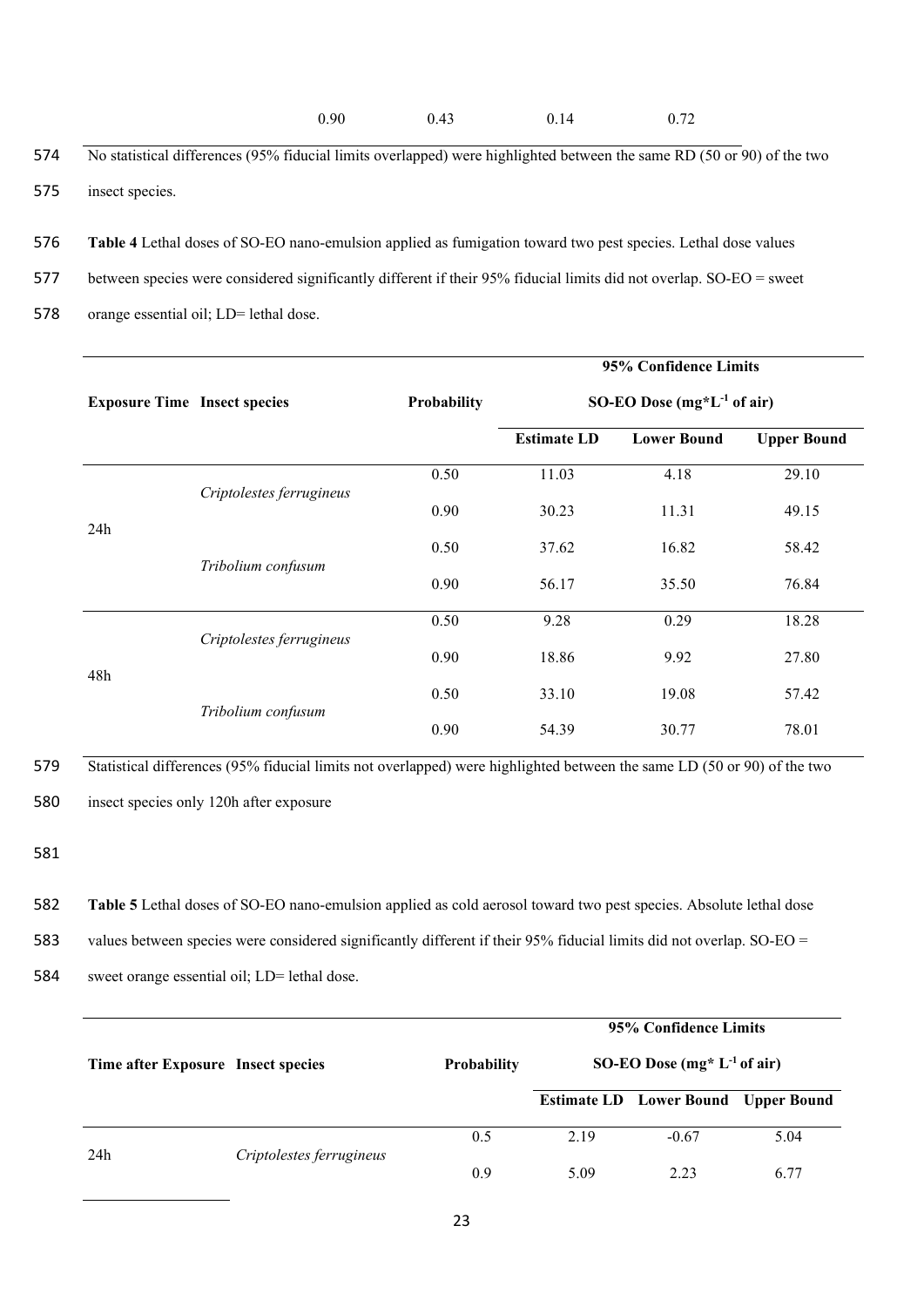| | 0.90 | 0.43 | 0.14 | 0.72 |
|---|---|---|---|---|

No statistical differences (95% fiducial limits overlapped) were highlighted between the same RD (50 or 90) of the two insect species.

**Table 4** Lethal doses of SO-EO nano-emulsion applied as fumigation toward two pest species. Lethal dose values between species were considered significantly different if their 95% fiducial limits did not overlap. SO-EO = sweet orange essential oil; LD= lethal dose.

| **Exposure Time** | **Insect species** | **Probability** | **95% Confidence Limits SO-EO Dose (mg*L$^{-1}$ of air)** | | |
|---|---|---|---|---|---|
| | | | **Estimate LD** | **Lower Bound** | **Upper Bound** |
| 24h | *Criptolestes ferrugineus* | 0.50 | 11.03 | 4.18 | 29.10 |
| | | 0.90 | 30.23 | 11.31 | 49.15 |
| | *Tribolium confusum* | 0.50 | 37.62 | 16.82 | 58.42 |
| | | 0.90 | 56.17 | 35.50 | 76.84 |
| 48h | *Criptolestes ferrugineus* | 0.50 | 9.28 | 0.29 | 18.28 |
| | | 0.90 | 18.86 | 9.92 | 27.80 |
| | *Tribolium confusum* | 0.50 | 33.10 | 19.08 | 57.42 |
| | | 0.90 | 54.39 | 30.77 | 78.01 |

Statistical differences (95% fiducial limits not overlapped) were highlighted between the same LD (50 or 90) of the two insect species only 120h after exposure

**Table 5** Lethal doses of SO-EO nano-emulsion applied as cold aerosol toward two pest species. Absolute lethal dose values between species were considered significantly different if their 95% fiducial limits did not overlap. SO-EO = sweet orange essential oil; LD= lethal dose.

| **Time after Exposure** | **Insect species** | **Probability** | **95% Confidence Limits SO-EO Dose (mg* L$^{-1}$ of air)** | | |
|---|---|---|---|---|---|
| | | | **Estimate LD** | **Lower Bound** | **Upper Bound** |
| 24h | *Criptolestes ferrugineus* | 0.5 | 2.19 | -0.67 | 5.04 |
| | | 0.9 | 5.09 | 2.23 | 6.77 |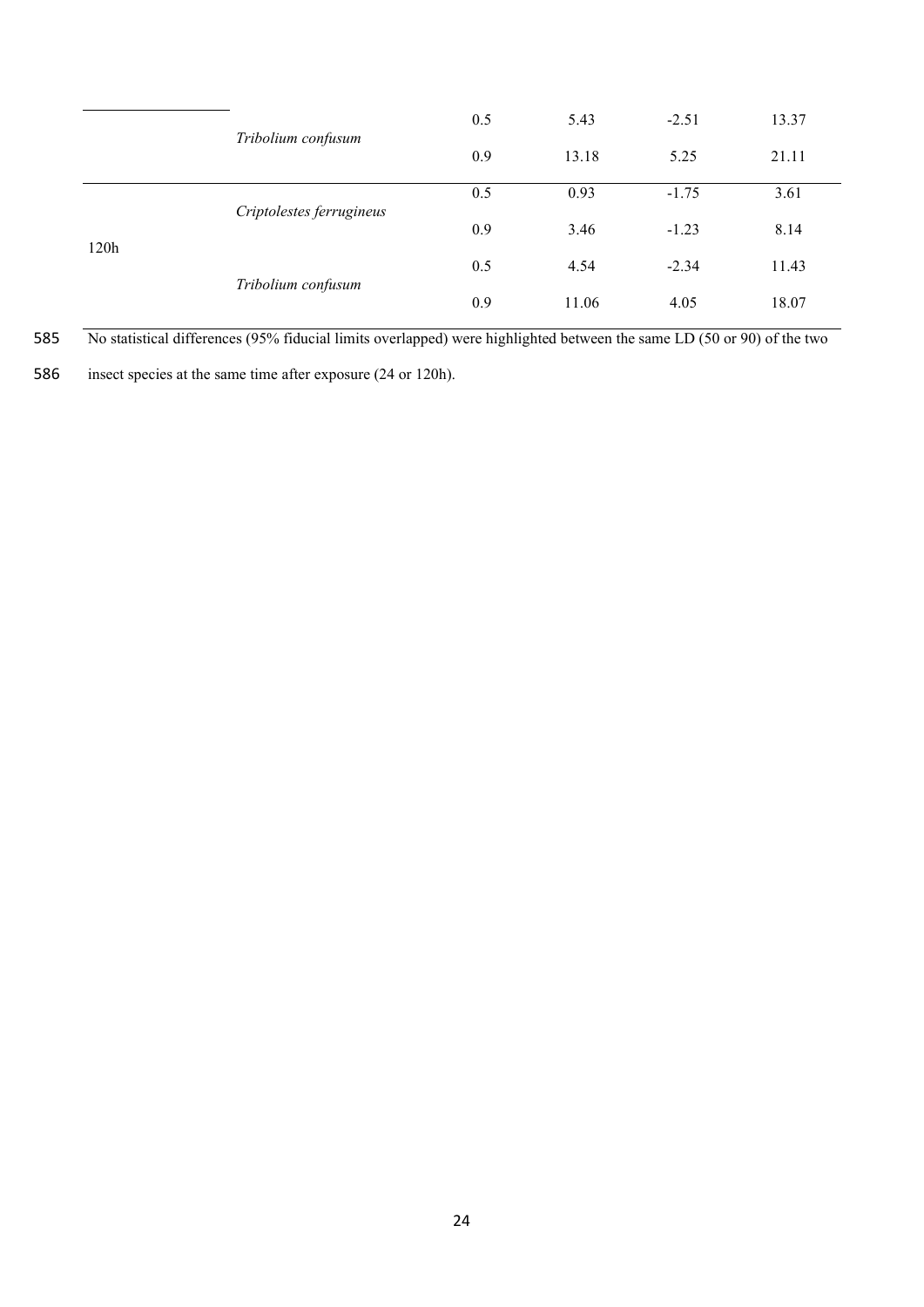| | | | | | |
|---|---|---|---|---|---|
| | *Tribolium confusum* | 0.5 | 5.43 | -2.51 | 13.37 |
| | | 0.9 | 13.18 | 5.25 | 21.11 |
| 120h | *Criptolestes ferrugineus* | 0.5 | 0.93 | -1.75 | 3.61 |
| | | 0.9 | 3.46 | -1.23 | 8.14 |
| | *Tribolium confusum* | 0.5 | 4.54 | -2.34 | 11.43 |
| | | 0.9 | 11.06 | 4.05 | 18.07 |

No statistical differences (95% fiducial limits overlapped) were highlighted between the same LD (50 or 90) of the two insect species at the same time after exposure (24 or 120h).